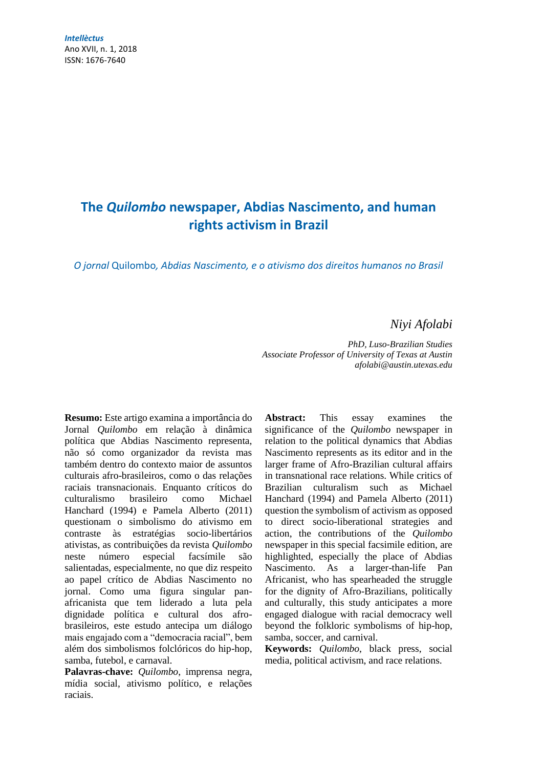*Intellèctus*
Ano XVII, n. 1, 2018
ISSN: 1676-7640

# The *Quilombo* newspaper, Abdias Nascimento, and human rights activism in Brazil

*O jornal* Quilombo*, Abdias Nascimento, e o ativismo dos direitos humanos no Brasil*

*Niyi Afolabi*

*PhD, Luso-Brazilian Studies*
*Associate Professor of University of Texas at Austin*
*afolabi@austin.utexas.edu*

**Resumo:** Este artigo examina a importância do Jornal *Quilombo* em relação à dinâmica política que Abdias Nascimento representa, não só como organizador da revista mas também dentro do contexto maior de assuntos culturais afro-brasileiros, como o das relações raciais transnacionais. Enquanto críticos do culturalismo brasileiro como Michael Hanchard (1994) e Pamela Alberto (2011) questionam o simbolismo do ativismo em contraste às estratégias socio-libertários ativistas, as contribuições da revista *Quilombo* neste número especial facsímile são salientadas, especialmente, no que diz respeito ao papel crítico de Abdias Nascimento no jornal. Como uma figura singular pan-africanista que tem liderado a luta pela dignidade política e cultural dos afro-brasileiros, este estudo antecipa um diálogo mais engajado com a "democracia racial", bem além dos simbolismos folclóricos do hip-hop, samba, futebol, e carnaval.

**Palavras-chave:** *Quilombo*, imprensa negra, mídia social, ativismo político, e relações raciais.

**Abstract:** This essay examines the significance of the *Quilombo* newspaper in relation to the political dynamics that Abdias Nascimento represents as its editor and in the larger frame of Afro-Brazilian cultural affairs in transnational race relations. While critics of Brazilian culturalism such as Michael Hanchard (1994) and Pamela Alberto (2011) question the symbolism of activism as opposed to direct socio-liberational strategies and action, the contributions of the *Quilombo* newspaper in this special facsimile edition, are highlighted, especially the place of Abdias Nascimento. As a larger-than-life Pan Africanist, who has spearheaded the struggle for the dignity of Afro-Brazilians, politically and culturally, this study anticipates a more engaged dialogue with racial democracy well beyond the folkloric symbolisms of hip-hop, samba, soccer, and carnival.

**Keywords:** *Quilombo*, black press, social media, political activism, and race relations.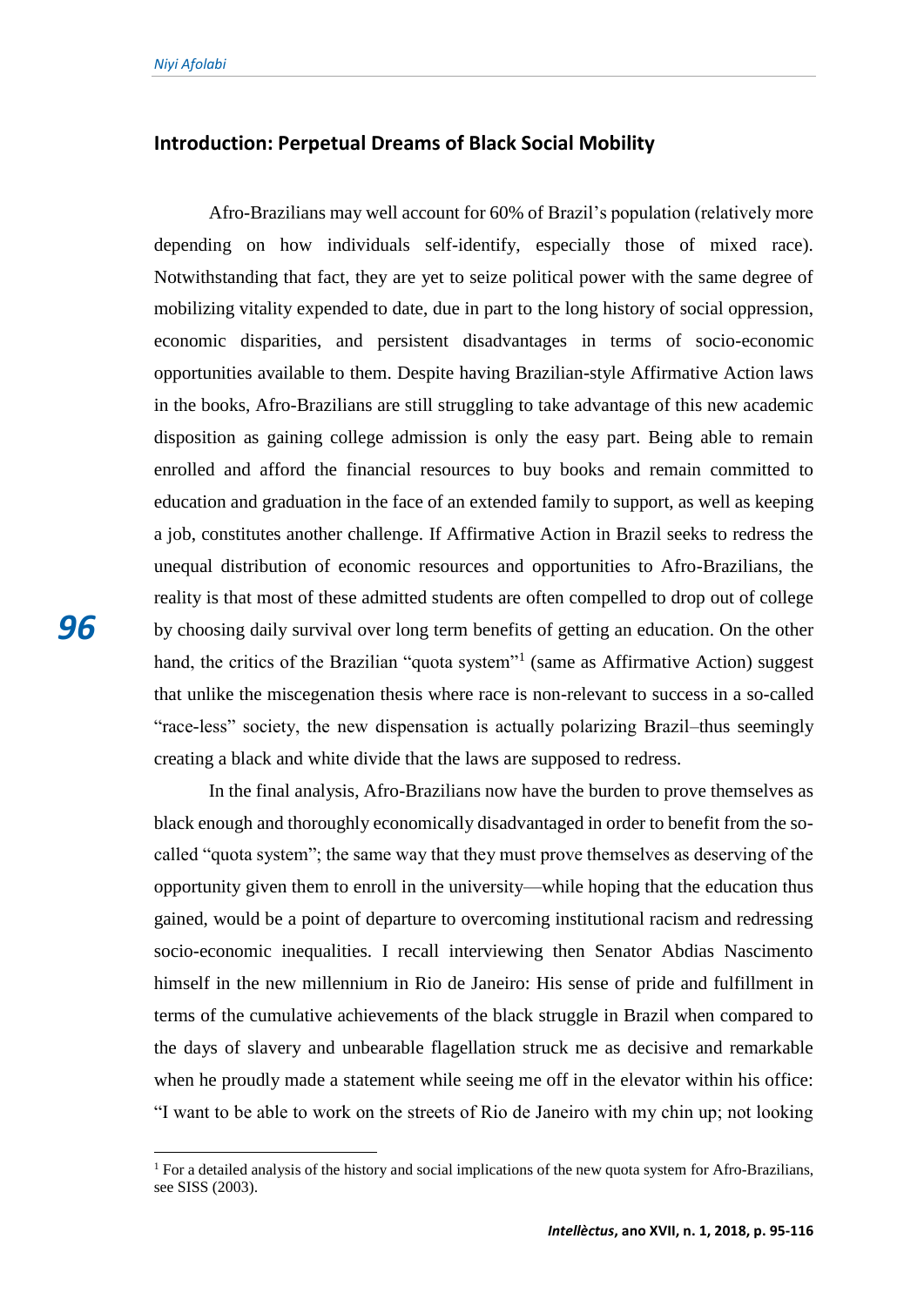## Introduction: Perpetual Dreams of Black Social Mobility

Afro-Brazilians may well account for 60% of Brazil's population (relatively more depending on how individuals self-identify, especially those of mixed race). Notwithstanding that fact, they are yet to seize political power with the same degree of mobilizing vitality expended to date, due in part to the long history of social oppression, economic disparities, and persistent disadvantages in terms of socio-economic opportunities available to them. Despite having Brazilian-style Affirmative Action laws in the books, Afro-Brazilians are still struggling to take advantage of this new academic disposition as gaining college admission is only the easy part. Being able to remain enrolled and afford the financial resources to buy books and remain committed to education and graduation in the face of an extended family to support, as well as keeping a job, constitutes another challenge. If Affirmative Action in Brazil seeks to redress the unequal distribution of economic resources and opportunities to Afro-Brazilians, the reality is that most of these admitted students are often compelled to drop out of college by choosing daily survival over long term benefits of getting an education. On the other hand, the critics of the Brazilian "quota system"[1] (same as Affirmative Action) suggest that unlike the miscegenation thesis where race is non-relevant to success in a so-called "race-less" society, the new dispensation is actually polarizing Brazil–thus seemingly creating a black and white divide that the laws are supposed to redress.

In the final analysis, Afro-Brazilians now have the burden to prove themselves as black enough and thoroughly economically disadvantaged in order to benefit from the so-called "quota system"; the same way that they must prove themselves as deserving of the opportunity given them to enroll in the university—while hoping that the education thus gained, would be a point of departure to overcoming institutional racism and redressing socio-economic inequalities. I recall interviewing then Senator Abdias Nascimento himself in the new millennium in Rio de Janeiro: His sense of pride and fulfillment in terms of the cumulative achievements of the black struggle in Brazil when compared to the days of slavery and unbearable flagellation struck me as decisive and remarkable when he proudly made a statement while seeing me off in the elevator within his office: "I want to be able to work on the streets of Rio de Janeiro with my chin up; not looking

[1] For a detailed analysis of the history and social implications of the new quota system for Afro-Brazilians, see SISS (2003).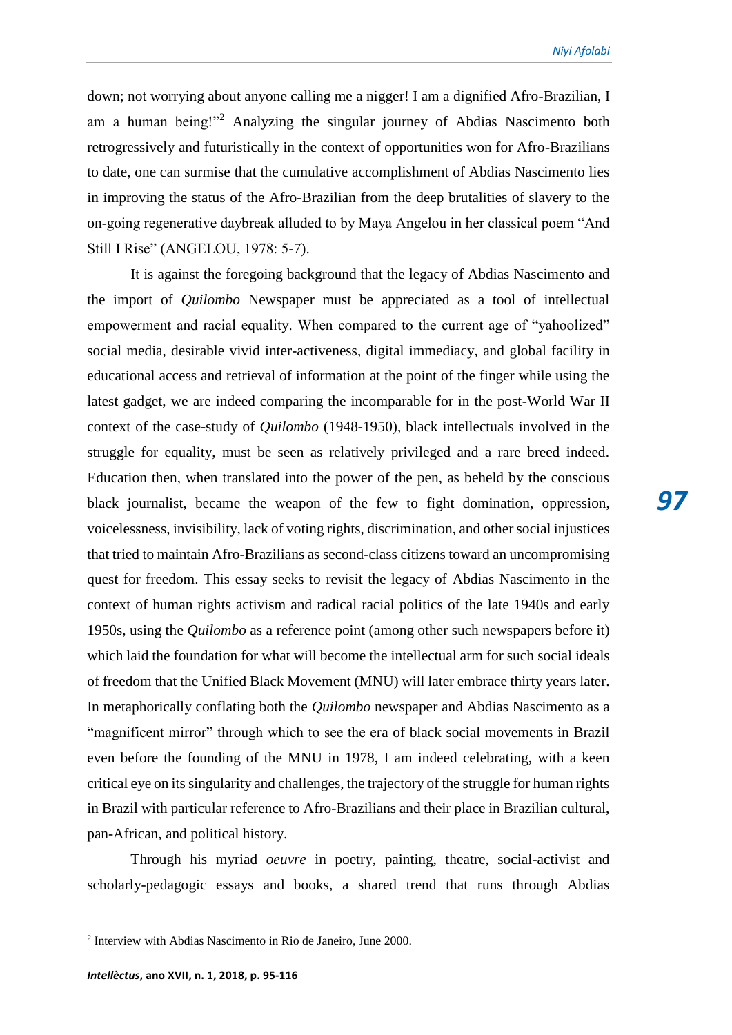down; not worrying about anyone calling me a nigger! I am a dignified Afro-Brazilian, I am a human being!"[2] Analyzing the singular journey of Abdias Nascimento both retrogressively and futuristically in the context of opportunities won for Afro-Brazilians to date, one can surmise that the cumulative accomplishment of Abdias Nascimento lies in improving the status of the Afro-Brazilian from the deep brutalities of slavery to the on-going regenerative daybreak alluded to by Maya Angelou in her classical poem "And Still I Rise" (ANGELOU, 1978: 5-7).

It is against the foregoing background that the legacy of Abdias Nascimento and the import of *Quilombo* Newspaper must be appreciated as a tool of intellectual empowerment and racial equality. When compared to the current age of "yahoolized" social media, desirable vivid inter-activeness, digital immediacy, and global facility in educational access and retrieval of information at the point of the finger while using the latest gadget, we are indeed comparing the incomparable for in the post-World War II context of the case-study of *Quilombo* (1948-1950), black intellectuals involved in the struggle for equality, must be seen as relatively privileged and a rare breed indeed. Education then, when translated into the power of the pen, as beheld by the conscious black journalist, became the weapon of the few to fight domination, oppression, voicelessness, invisibility, lack of voting rights, discrimination, and other social injustices that tried to maintain Afro-Brazilians as second-class citizens toward an uncompromising quest for freedom. This essay seeks to revisit the legacy of Abdias Nascimento in the context of human rights activism and radical racial politics of the late 1940s and early 1950s, using the *Quilombo* as a reference point (among other such newspapers before it) which laid the foundation for what will become the intellectual arm for such social ideals of freedom that the Unified Black Movement (MNU) will later embrace thirty years later. In metaphorically conflating both the *Quilombo* newspaper and Abdias Nascimento as a "magnificent mirror" through which to see the era of black social movements in Brazil even before the founding of the MNU in 1978, I am indeed celebrating, with a keen critical eye on its singularity and challenges, the trajectory of the struggle for human rights in Brazil with particular reference to Afro-Brazilians and their place in Brazilian cultural, pan-African, and political history.

Through his myriad *oeuvre* in poetry, painting, theatre, social-activist and scholarly-pedagogic essays and books, a shared trend that runs through Abdias

---

[2] Interview with Abdias Nascimento in Rio de Janeiro, June 2000.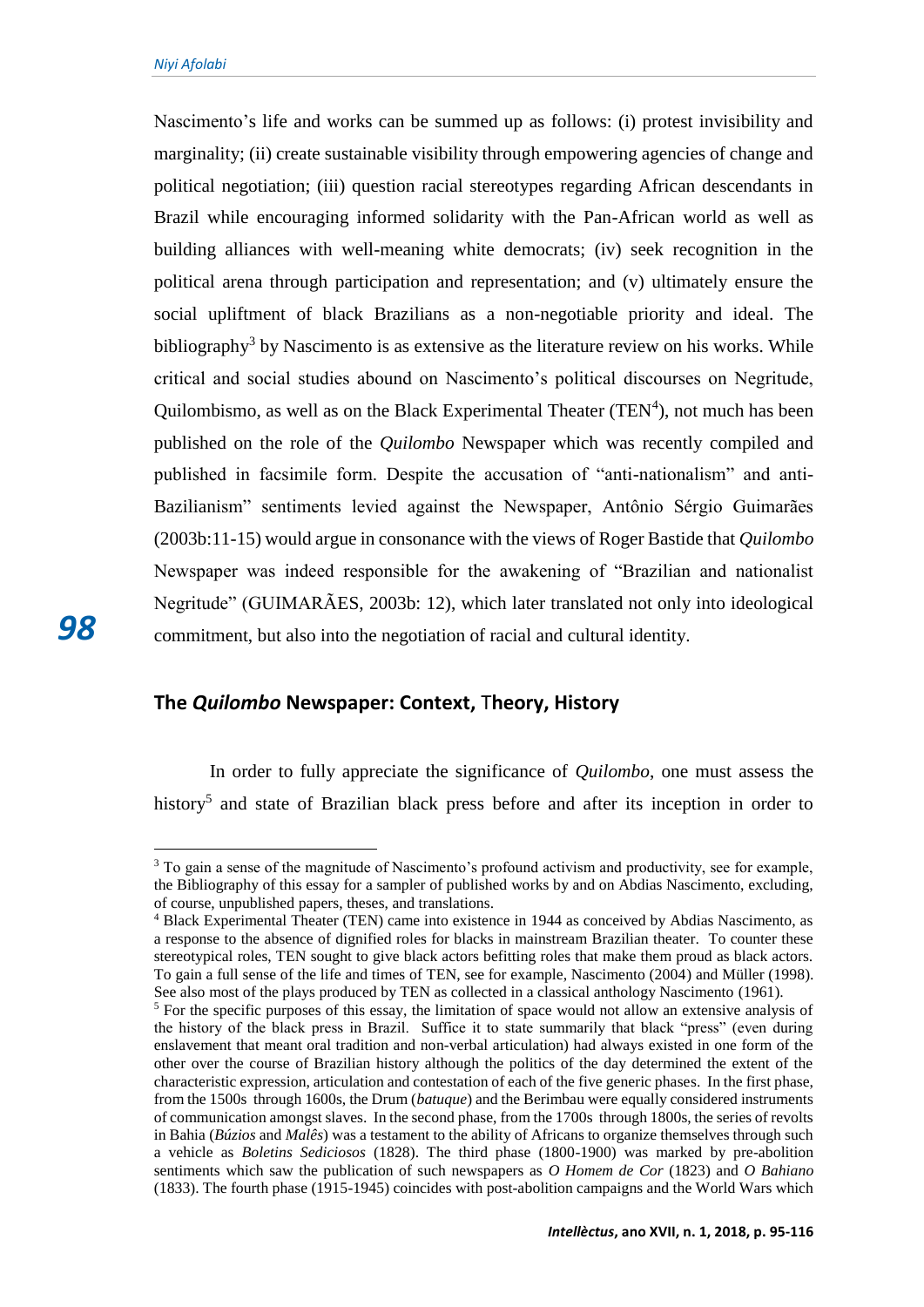Nascimento's life and works can be summed up as follows: (i) protest invisibility and marginality; (ii) create sustainable visibility through empowering agencies of change and political negotiation; (iii) question racial stereotypes regarding African descendants in Brazil while encouraging informed solidarity with the Pan-African world as well as building alliances with well-meaning white democrats; (iv) seek recognition in the political arena through participation and representation; and (v) ultimately ensure the social upliftment of black Brazilians as a non-negotiable priority and ideal. The bibliography[3] by Nascimento is as extensive as the literature review on his works. While critical and social studies abound on Nascimento's political discourses on Negritude, Quilombismo, as well as on the Black Experimental Theater (TEN[4]), not much has been published on the role of the *Quilombo* Newspaper which was recently compiled and published in facsimile form. Despite the accusation of "anti-nationalism" and anti-Bazilianism" sentiments levied against the Newspaper, Antônio Sérgio Guimarães (2003b:11-15) would argue in consonance with the views of Roger Bastide that *Quilombo* Newspaper was indeed responsible for the awakening of "Brazilian and nationalist Negritude" (GUIMARÃES, 2003b: 12), which later translated not only into ideological commitment, but also into the negotiation of racial and cultural identity.

## The *Quilombo* Newspaper: Context, Theory, History

In order to fully appreciate the significance of *Quilombo*, one must assess the history[5] and state of Brazilian black press before and after its inception in order to

---

[3] To gain a sense of the magnitude of Nascimento's profound activism and productivity, see for example, the Bibliography of this essay for a sampler of published works by and on Abdias Nascimento, excluding, of course, unpublished papers, theses, and translations.

[4] Black Experimental Theater (TEN) came into existence in 1944 as conceived by Abdias Nascimento, as a response to the absence of dignified roles for blacks in mainstream Brazilian theater. To counter these stereotypical roles, TEN sought to give black actors befitting roles that make them proud as black actors. To gain a full sense of the life and times of TEN, see for example, Nascimento (2004) and Müller (1998). See also most of the plays produced by TEN as collected in a classical anthology Nascimento (1961).

[5] For the specific purposes of this essay, the limitation of space would not allow an extensive analysis of the history of the black press in Brazil. Suffice it to state summarily that black "press" (even during enslavement that meant oral tradition and non-verbal articulation) had always existed in one form of the other over the course of Brazilian history although the politics of the day determined the extent of the characteristic expression, articulation and contestation of each of the five generic phases. In the first phase, from the 1500s through 1600s, the Drum (*batuque*) and the Berimbau were equally considered instruments of communication amongst slaves. In the second phase, from the 1700s through 1800s, the series of revolts in Bahia (*Búzios* and *Malês*) was a testament to the ability of Africans to organize themselves through such a vehicle as *Boletins Sediciosos* (1828). The third phase (1800-1900) was marked by pre-abolition sentiments which saw the publication of such newspapers as *O Homem de Cor* (1823) and *O Bahiano* (1833). The fourth phase (1915-1945) coincides with post-abolition campaigns and the World Wars which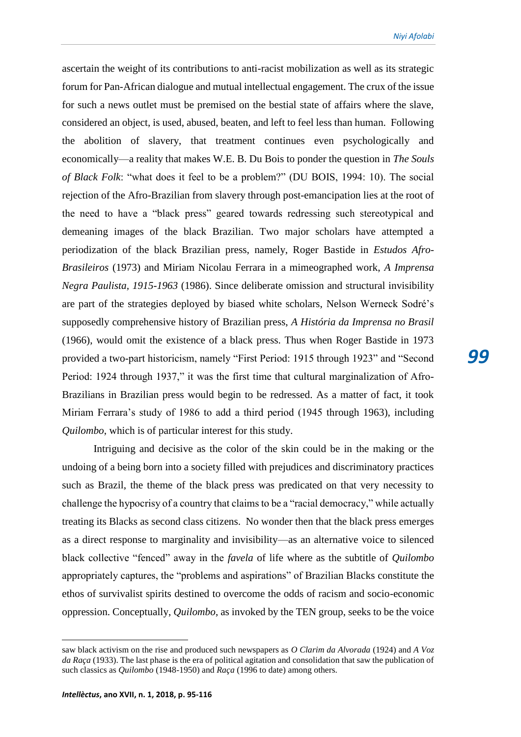ascertain the weight of its contributions to anti-racist mobilization as well as its strategic forum for Pan-African dialogue and mutual intellectual engagement. The crux of the issue for such a news outlet must be premised on the bestial state of affairs where the slave, considered an object, is used, abused, beaten, and left to feel less than human. Following the abolition of slavery, that treatment continues even psychologically and economically—a reality that makes W.E. B. Du Bois to ponder the question in *The Souls of Black Folk*: "what does it feel to be a problem?" (DU BOIS, 1994: 10). The social rejection of the Afro-Brazilian from slavery through post-emancipation lies at the root of the need to have a "black press" geared towards redressing such stereotypical and demeaning images of the black Brazilian. Two major scholars have attempted a periodization of the black Brazilian press, namely, Roger Bastide in *Estudos Afro-Brasileiros* (1973) and Miriam Nicolau Ferrara in a mimeographed work, *A Imprensa Negra Paulista, 1915-1963* (1986). Since deliberate omission and structural invisibility are part of the strategies deployed by biased white scholars, Nelson Werneck Sodré's supposedly comprehensive history of Brazilian press, *A História da Imprensa no Brasil* (1966), would omit the existence of a black press. Thus when Roger Bastide in 1973 provided a two-part historicism, namely "First Period: 1915 through 1923" and "Second Period: 1924 through 1937," it was the first time that cultural marginalization of Afro-Brazilians in Brazilian press would begin to be redressed. As a matter of fact, it took Miriam Ferrara's study of 1986 to add a third period (1945 through 1963), including *Quilombo*, which is of particular interest for this study.

Intriguing and decisive as the color of the skin could be in the making or the undoing of a being born into a society filled with prejudices and discriminatory practices such as Brazil, the theme of the black press was predicated on that very necessity to challenge the hypocrisy of a country that claims to be a "racial democracy," while actually treating its Blacks as second class citizens. No wonder then that the black press emerges as a direct response to marginality and invisibility—as an alternative voice to silenced black collective "fenced" away in the *favela* of life where as the subtitle of *Quilombo* appropriately captures, the "problems and aspirations" of Brazilian Blacks constitute the ethos of survivalist spirits destined to overcome the odds of racism and socio-economic oppression. Conceptually, *Quilombo*, as invoked by the TEN group, seeks to be the voice

---

saw black activism on the rise and produced such newspapers as *O Clarim da Alvorada* (1924) and *A Voz da Raça* (1933). The last phase is the era of political agitation and consolidation that saw the publication of such classics as *Quilombo* (1948-1950) and *Raça* (1996 to date) among others.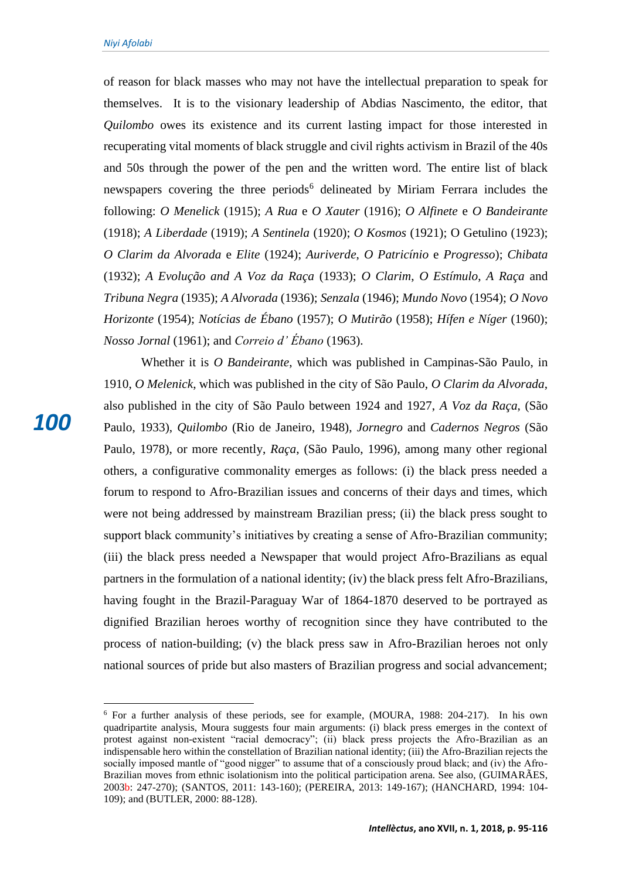of reason for black masses who may not have the intellectual preparation to speak for themselves. It is to the visionary leadership of Abdias Nascimento, the editor, that *Quilombo* owes its existence and its current lasting impact for those interested in recuperating vital moments of black struggle and civil rights activism in Brazil of the 40s and 50s through the power of the pen and the written word. The entire list of black newspapers covering the three periods[6] delineated by Miriam Ferrara includes the following: *O Menelick* (1915); *A Rua* e *O Xauter* (1916); *O Alfinete* e *O Bandeirante* (1918); *A Liberdade* (1919); *A Sentinela* (1920); *O Kosmos* (1921); O Getulino (1923); *O Clarim da Alvorada* e *Elite* (1924); *Auriverde*, *O Patricínio* e *Progresso*); *Chibata* (1932); *A Evolução and A Voz da Raça* (1933); *O Clarim*, *O Estímulo*, *A Raça* and *Tribuna Negra* (1935); *A Alvorada* (1936); *Senzala* (1946); *Mundo Novo* (1954); *O Novo Horizonte* (1954); *Notícias de Ébano* (1957); *O Mutirão* (1958); *Hífen e Níger* (1960); *Nosso Jornal* (1961); and *Correio d' Ébano* (1963).

Whether it is *O Bandeirante*, which was published in Campinas-São Paulo, in 1910, *O Melenick*, which was published in the city of São Paulo, *O Clarim da Alvorada*, also published in the city of São Paulo between 1924 and 1927, *A Voz da Raça*, (São Paulo, 1933), *Quilombo* (Rio de Janeiro, 1948), *Jornegro* and *Cadernos Negros* (São Paulo, 1978), or more recently, *Raça*, (São Paulo, 1996), among many other regional others, a configurative commonality emerges as follows: (i) the black press needed a forum to respond to Afro-Brazilian issues and concerns of their days and times, which were not being addressed by mainstream Brazilian press; (ii) the black press sought to support black community's initiatives by creating a sense of Afro-Brazilian community; (iii) the black press needed a Newspaper that would project Afro-Brazilians as equal partners in the formulation of a national identity; (iv) the black press felt Afro-Brazilians, having fought in the Brazil-Paraguay War of 1864-1870 deserved to be portrayed as dignified Brazilian heroes worthy of recognition since they have contributed to the process of nation-building; (v) the black press saw in Afro-Brazilian heroes not only national sources of pride but also masters of Brazilian progress and social advancement;

---

[6] For a further analysis of these periods, see for example, (MOURA, 1988: 204-217). In his own quadripartite analysis, Moura suggests four main arguments: (i) black press emerges in the context of protest against non-existent "racial democracy"; (ii) black press projects the Afro-Brazilian as an indispensable hero within the constellation of Brazilian national identity; (iii) the Afro-Brazilian rejects the socially imposed mantle of "good nigger" to assume that of a consciously proud black; and (iv) the Afro-Brazilian moves from ethnic isolationism into the political participation arena. See also, (GUIMARÃES, 2003b: 247-270); (SANTOS, 2011: 143-160); (PEREIRA, 2013: 149-167); (HANCHARD, 1994: 104-109); and (BUTLER, 2000: 88-128).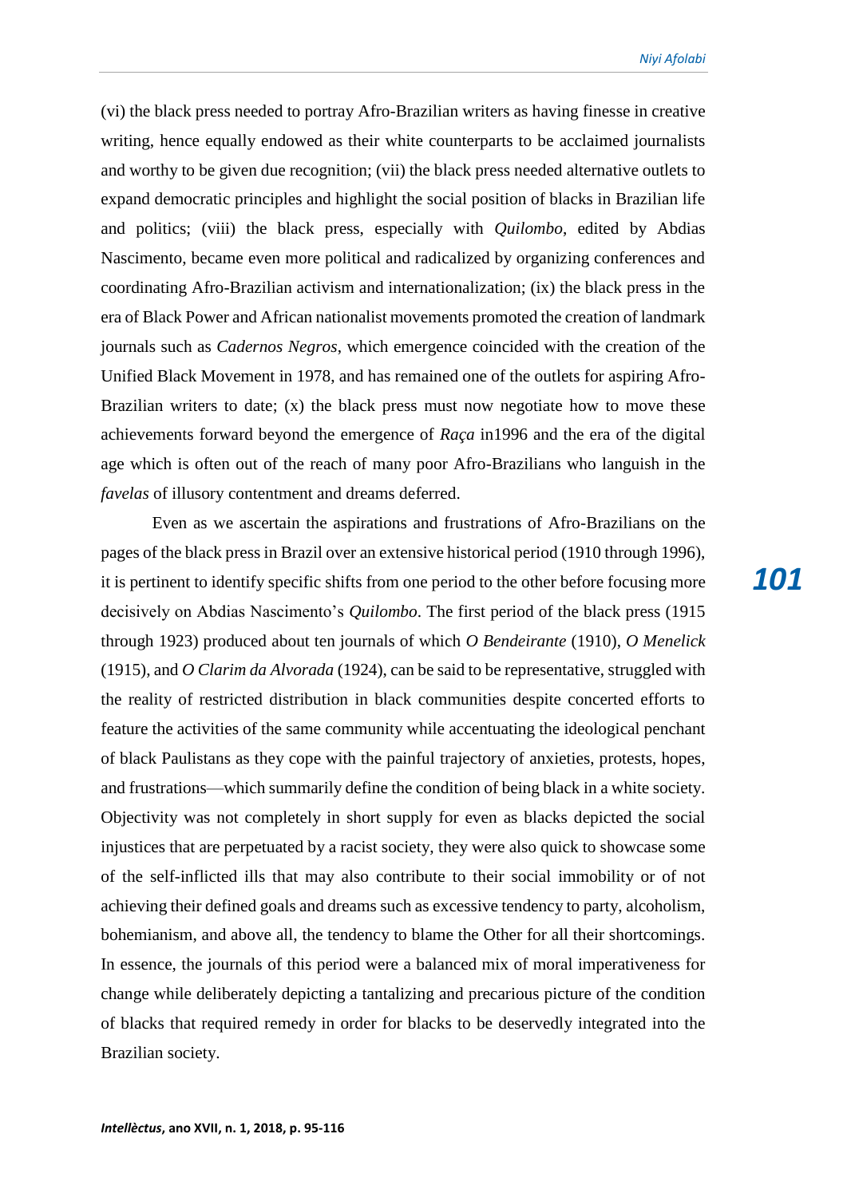(vi) the black press needed to portray Afro-Brazilian writers as having finesse in creative writing, hence equally endowed as their white counterparts to be acclaimed journalists and worthy to be given due recognition; (vii) the black press needed alternative outlets to expand democratic principles and highlight the social position of blacks in Brazilian life and politics; (viii) the black press, especially with *Quilombo*, edited by Abdias Nascimento, became even more political and radicalized by organizing conferences and coordinating Afro-Brazilian activism and internationalization; (ix) the black press in the era of Black Power and African nationalist movements promoted the creation of landmark journals such as *Cadernos Negros*, which emergence coincided with the creation of the Unified Black Movement in 1978, and has remained one of the outlets for aspiring Afro-Brazilian writers to date; (x) the black press must now negotiate how to move these achievements forward beyond the emergence of *Raça* in1996 and the era of the digital age which is often out of the reach of many poor Afro-Brazilians who languish in the *favelas* of illusory contentment and dreams deferred.

Even as we ascertain the aspirations and frustrations of Afro-Brazilians on the pages of the black press in Brazil over an extensive historical period (1910 through 1996), it is pertinent to identify specific shifts from one period to the other before focusing more decisively on Abdias Nascimento's *Quilombo*. The first period of the black press (1915 through 1923) produced about ten journals of which *O Bendeirante* (1910), *O Menelick* (1915), and *O Clarim da Alvorada* (1924), can be said to be representative, struggled with the reality of restricted distribution in black communities despite concerted efforts to feature the activities of the same community while accentuating the ideological penchant of black Paulistans as they cope with the painful trajectory of anxieties, protests, hopes, and frustrations—which summarily define the condition of being black in a white society. Objectivity was not completely in short supply for even as blacks depicted the social injustices that are perpetuated by a racist society, they were also quick to showcase some of the self-inflicted ills that may also contribute to their social immobility or of not achieving their defined goals and dreams such as excessive tendency to party, alcoholism, bohemianism, and above all, the tendency to blame the Other for all their shortcomings. In essence, the journals of this period were a balanced mix of moral imperativeness for change while deliberately depicting a tantalizing and precarious picture of the condition of blacks that required remedy in order for blacks to be deservedly integrated into the Brazilian society.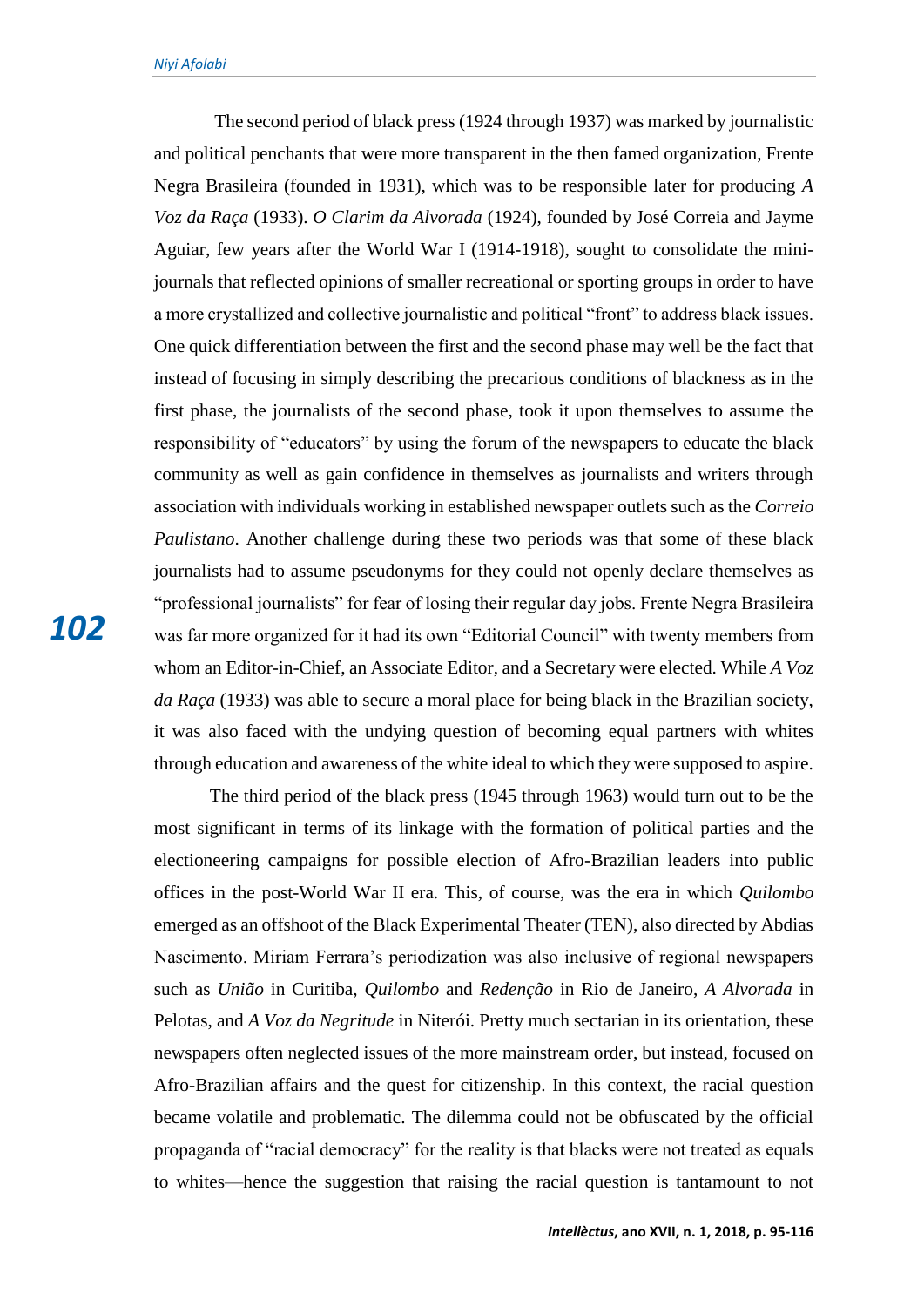The second period of black press (1924 through 1937) was marked by journalistic and political penchants that were more transparent in the then famed organization, Frente Negra Brasileira (founded in 1931), which was to be responsible later for producing *A Voz da Raça* (1933). *O Clarim da Alvorada* (1924), founded by José Correia and Jayme Aguiar, few years after the World War I (1914-1918), sought to consolidate the mini-journals that reflected opinions of smaller recreational or sporting groups in order to have a more crystallized and collective journalistic and political "front" to address black issues. One quick differentiation between the first and the second phase may well be the fact that instead of focusing in simply describing the precarious conditions of blackness as in the first phase, the journalists of the second phase, took it upon themselves to assume the responsibility of "educators" by using the forum of the newspapers to educate the black community as well as gain confidence in themselves as journalists and writers through association with individuals working in established newspaper outlets such as the *Correio Paulistano*. Another challenge during these two periods was that some of these black journalists had to assume pseudonyms for they could not openly declare themselves as "professional journalists" for fear of losing their regular day jobs. Frente Negra Brasileira was far more organized for it had its own "Editorial Council" with twenty members from whom an Editor-in-Chief, an Associate Editor, and a Secretary were elected. While *A Voz da Raça* (1933) was able to secure a moral place for being black in the Brazilian society, it was also faced with the undying question of becoming equal partners with whites through education and awareness of the white ideal to which they were supposed to aspire.

The third period of the black press (1945 through 1963) would turn out to be the most significant in terms of its linkage with the formation of political parties and the electioneering campaigns for possible election of Afro-Brazilian leaders into public offices in the post-World War II era. This, of course, was the era in which *Quilombo* emerged as an offshoot of the Black Experimental Theater (TEN), also directed by Abdias Nascimento. Miriam Ferrara's periodization was also inclusive of regional newspapers such as *União* in Curitiba, *Quilombo* and *Redenção* in Rio de Janeiro, *A Alvorada* in Pelotas, and *A Voz da Negritude* in Niterói. Pretty much sectarian in its orientation, these newspapers often neglected issues of the more mainstream order, but instead, focused on Afro-Brazilian affairs and the quest for citizenship. In this context, the racial question became volatile and problematic. The dilemma could not be obfuscated by the official propaganda of "racial democracy" for the reality is that blacks were not treated as equals to whites—hence the suggestion that raising the racial question is tantamount to not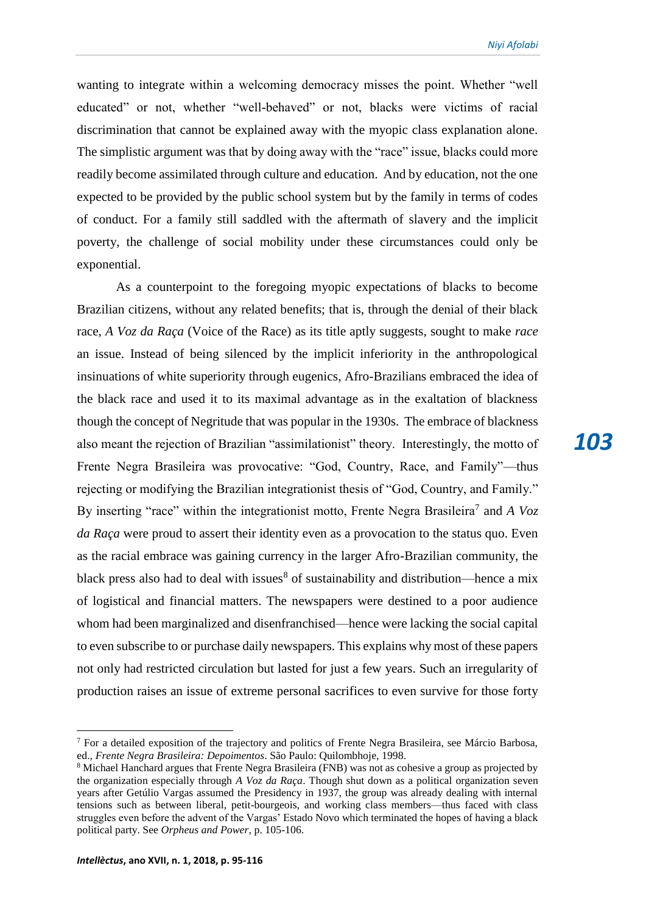wanting to integrate within a welcoming democracy misses the point. Whether "well educated" or not, whether "well-behaved" or not, blacks were victims of racial discrimination that cannot be explained away with the myopic class explanation alone. The simplistic argument was that by doing away with the "race" issue, blacks could more readily become assimilated through culture and education. And by education, not the one expected to be provided by the public school system but by the family in terms of codes of conduct. For a family still saddled with the aftermath of slavery and the implicit poverty, the challenge of social mobility under these circumstances could only be exponential.

As a counterpoint to the foregoing myopic expectations of blacks to become Brazilian citizens, without any related benefits; that is, through the denial of their black race, *A Voz da Raça* (Voice of the Race) as its title aptly suggests, sought to make *race* an issue. Instead of being silenced by the implicit inferiority in the anthropological insinuations of white superiority through eugenics, Afro-Brazilians embraced the idea of the black race and used it to its maximal advantage as in the exaltation of blackness though the concept of Negritude that was popular in the 1930s. The embrace of blackness also meant the rejection of Brazilian "assimilationist" theory. Interestingly, the motto of Frente Negra Brasileira was provocative: "God, Country, Race, and Family"—thus rejecting or modifying the Brazilian integrationist thesis of "God, Country, and Family." By inserting "race" within the integrationist motto, Frente Negra Brasileira[7] and *A Voz da Raça* were proud to assert their identity even as a provocation to the status quo. Even as the racial embrace was gaining currency in the larger Afro-Brazilian community, the black press also had to deal with issues[8] of sustainability and distribution—hence a mix of logistical and financial matters. The newspapers were destined to a poor audience whom had been marginalized and disenfranchised—hence were lacking the social capital to even subscribe to or purchase daily newspapers. This explains why most of these papers not only had restricted circulation but lasted for just a few years. Such an irregularity of production raises an issue of extreme personal sacrifices to even survive for those forty

---

[7] For a detailed exposition of the trajectory and politics of Frente Negra Brasileira, see Márcio Barbosa, ed., *Frente Negra Brasileira: Depoimentos*. São Paulo: Quilombhoje, 1998.

[8] Michael Hanchard argues that Frente Negra Brasileira (FNB) was not as cohesive a group as projected by the organization especially through *A Voz da Raça*. Though shut down as a political organization seven years after Getúlio Vargas assumed the Presidency in 1937, the group was already dealing with internal tensions such as between liberal, petit-bourgeois, and working class members—thus faced with class struggles even before the advent of the Vargas' Estado Novo which terminated the hopes of having a black political party. See *Orpheus and Power*, p. 105-106.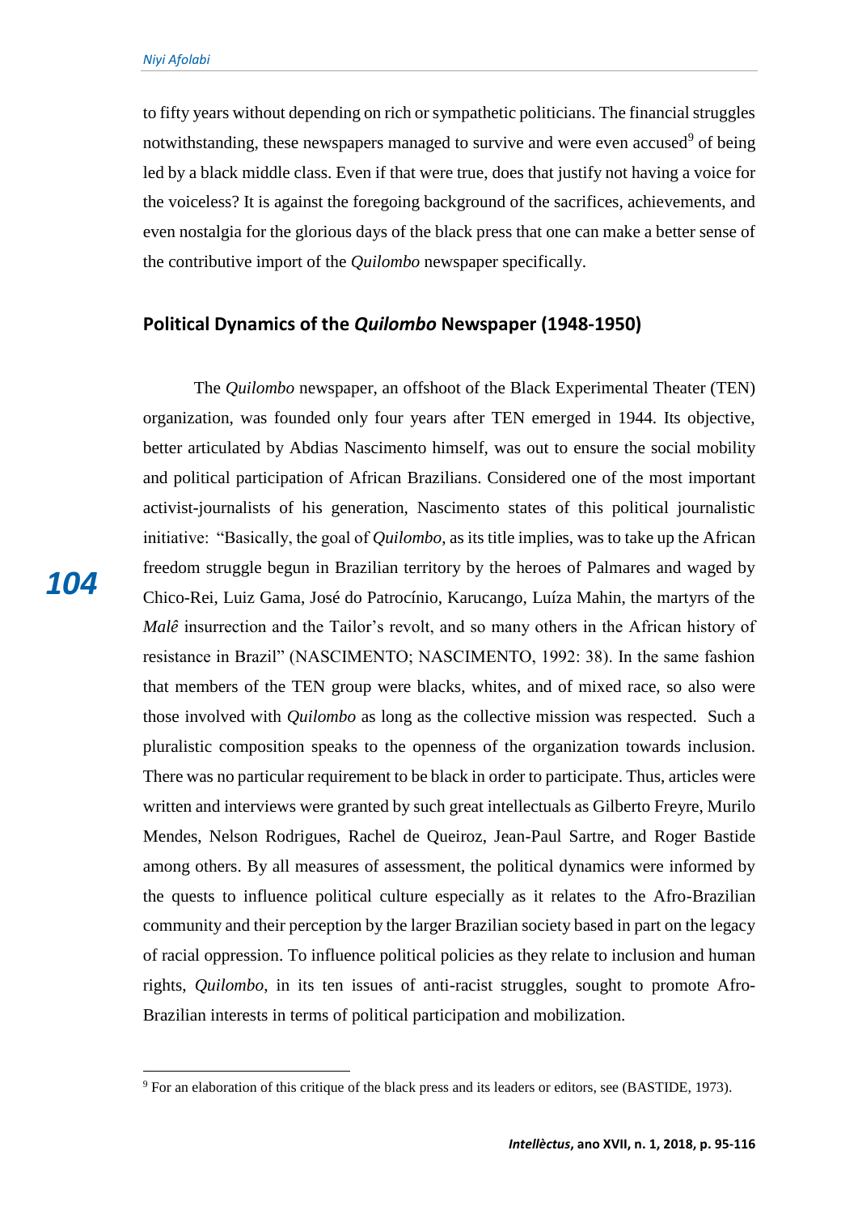to fifty years without depending on rich or sympathetic politicians. The financial struggles notwithstanding, these newspapers managed to survive and were even accused[9] of being led by a black middle class. Even if that were true, does that justify not having a voice for the voiceless? It is against the foregoing background of the sacrifices, achievements, and even nostalgia for the glorious days of the black press that one can make a better sense of the contributive import of the *Quilombo* newspaper specifically.

## Political Dynamics of the *Quilombo* Newspaper (1948-1950)

The *Quilombo* newspaper, an offshoot of the Black Experimental Theater (TEN) organization, was founded only four years after TEN emerged in 1944. Its objective, better articulated by Abdias Nascimento himself, was out to ensure the social mobility and political participation of African Brazilians. Considered one of the most important activist-journalists of his generation, Nascimento states of this political journalistic initiative: "Basically, the goal of *Quilombo*, as its title implies, was to take up the African freedom struggle begun in Brazilian territory by the heroes of Palmares and waged by Chico-Rei, Luiz Gama, José do Patrocínio, Karucango, Luíza Mahin, the martyrs of the *Malê* insurrection and the Tailor's revolt, and so many others in the African history of resistance in Brazil" (NASCIMENTO; NASCIMENTO, 1992: 38). In the same fashion that members of the TEN group were blacks, whites, and of mixed race, so also were those involved with *Quilombo* as long as the collective mission was respected. Such a pluralistic composition speaks to the openness of the organization towards inclusion. There was no particular requirement to be black in order to participate. Thus, articles were written and interviews were granted by such great intellectuals as Gilberto Freyre, Murilo Mendes, Nelson Rodrigues, Rachel de Queiroz, Jean-Paul Sartre, and Roger Bastide among others. By all measures of assessment, the political dynamics were informed by the quests to influence political culture especially as it relates to the Afro-Brazilian community and their perception by the larger Brazilian society based in part on the legacy of racial oppression. To influence political policies as they relate to inclusion and human rights, *Quilombo*, in its ten issues of anti-racist struggles, sought to promote Afro-Brazilian interests in terms of political participation and mobilization.

[9] For an elaboration of this critique of the black press and its leaders or editors, see (BASTIDE, 1973).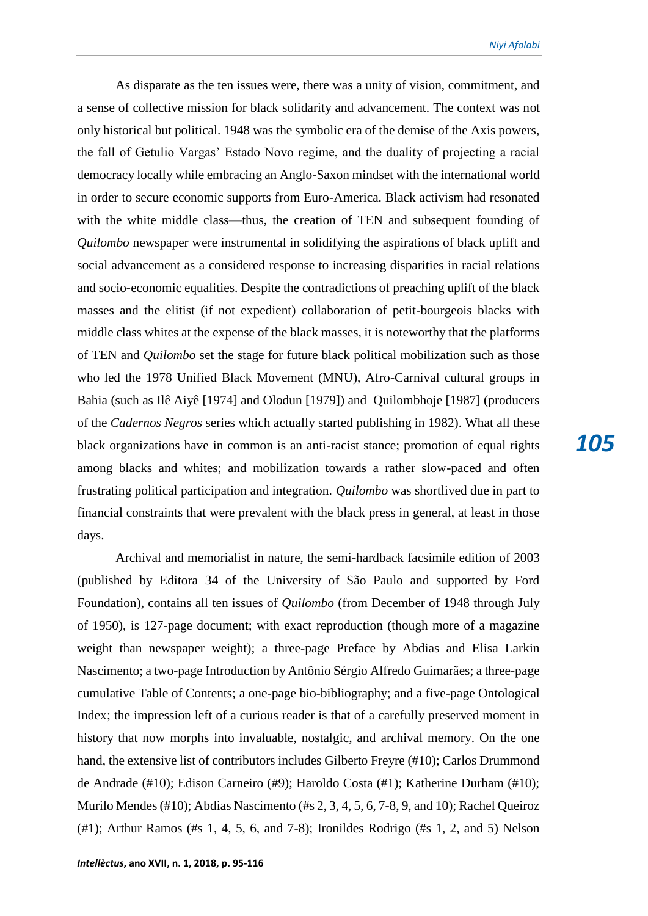As disparate as the ten issues were, there was a unity of vision, commitment, and a sense of collective mission for black solidarity and advancement. The context was not only historical but political. 1948 was the symbolic era of the demise of the Axis powers, the fall of Getulio Vargas' Estado Novo regime, and the duality of projecting a racial democracy locally while embracing an Anglo-Saxon mindset with the international world in order to secure economic supports from Euro-America. Black activism had resonated with the white middle class—thus, the creation of TEN and subsequent founding of *Quilombo* newspaper were instrumental in solidifying the aspirations of black uplift and social advancement as a considered response to increasing disparities in racial relations and socio-economic equalities. Despite the contradictions of preaching uplift of the black masses and the elitist (if not expedient) collaboration of petit-bourgeois blacks with middle class whites at the expense of the black masses, it is noteworthy that the platforms of TEN and *Quilombo* set the stage for future black political mobilization such as those who led the 1978 Unified Black Movement (MNU), Afro-Carnival cultural groups in Bahia (such as Ilê Aiyê [1974] and Olodun [1979]) and Quilombhoje [1987] (producers of the *Cadernos Negros* series which actually started publishing in 1982). What all these black organizations have in common is an anti-racist stance; promotion of equal rights among blacks and whites; and mobilization towards a rather slow-paced and often frustrating political participation and integration. *Quilombo* was shortlived due in part to financial constraints that were prevalent with the black press in general, at least in those days.

Archival and memorialist in nature, the semi-hardback facsimile edition of 2003 (published by Editora 34 of the University of São Paulo and supported by Ford Foundation), contains all ten issues of *Quilombo* (from December of 1948 through July of 1950), is 127-page document; with exact reproduction (though more of a magazine weight than newspaper weight); a three-page Preface by Abdias and Elisa Larkin Nascimento; a two-page Introduction by Antônio Sérgio Alfredo Guimarães; a three-page cumulative Table of Contents; a one-page bio-bibliography; and a five-page Ontological Index; the impression left of a curious reader is that of a carefully preserved moment in history that now morphs into invaluable, nostalgic, and archival memory. On the one hand, the extensive list of contributors includes Gilberto Freyre (#10); Carlos Drummond de Andrade (#10); Edison Carneiro (#9); Haroldo Costa (#1); Katherine Durham (#10); Murilo Mendes (#10); Abdias Nascimento (#s 2, 3, 4, 5, 6, 7-8, 9, and 10); Rachel Queiroz (#1); Arthur Ramos (#s 1, 4, 5, 6, and 7-8); Ironildes Rodrigo (#s 1, 2, and 5) Nelson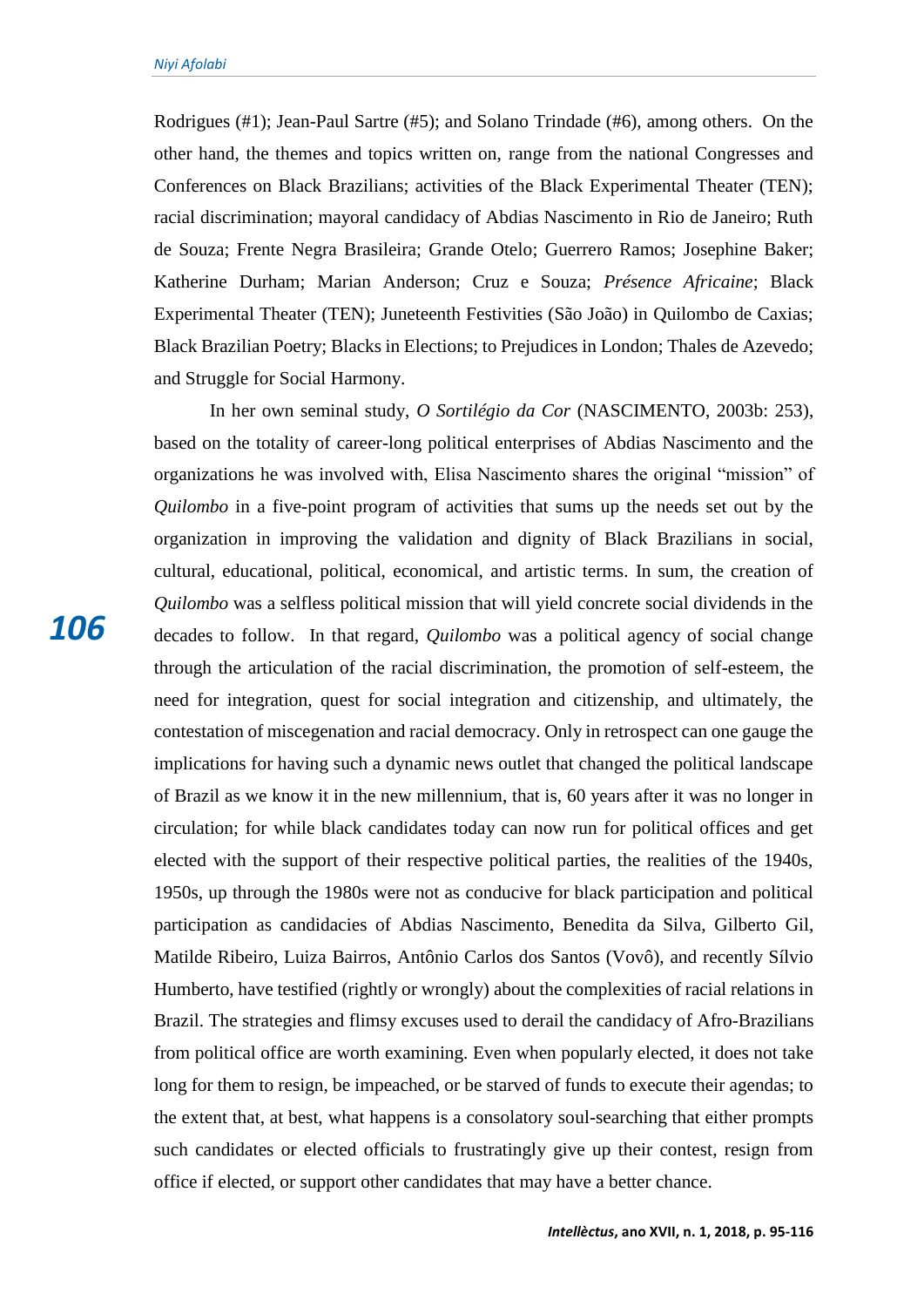Rodrigues (#1); Jean-Paul Sartre (#5); and Solano Trindade (#6), among others. On the other hand, the themes and topics written on, range from the national Congresses and Conferences on Black Brazilians; activities of the Black Experimental Theater (TEN); racial discrimination; mayoral candidacy of Abdias Nascimento in Rio de Janeiro; Ruth de Souza; Frente Negra Brasileira; Grande Otelo; Guerrero Ramos; Josephine Baker; Katherine Durham; Marian Anderson; Cruz e Souza; *Présence Africaine*; Black Experimental Theater (TEN); Juneteenth Festivities (São João) in Quilombo de Caxias; Black Brazilian Poetry; Blacks in Elections; to Prejudices in London; Thales de Azevedo; and Struggle for Social Harmony.

In her own seminal study, *O Sortilégio da Cor* (NASCIMENTO, 2003b: 253), based on the totality of career-long political enterprises of Abdias Nascimento and the organizations he was involved with, Elisa Nascimento shares the original "mission" of *Quilombo* in a five-point program of activities that sums up the needs set out by the organization in improving the validation and dignity of Black Brazilians in social, cultural, educational, political, economical, and artistic terms. In sum, the creation of *Quilombo* was a selfless political mission that will yield concrete social dividends in the decades to follow. In that regard, *Quilombo* was a political agency of social change through the articulation of the racial discrimination, the promotion of self-esteem, the need for integration, quest for social integration and citizenship, and ultimately, the contestation of miscegenation and racial democracy. Only in retrospect can one gauge the implications for having such a dynamic news outlet that changed the political landscape of Brazil as we know it in the new millennium, that is, 60 years after it was no longer in circulation; for while black candidates today can now run for political offices and get elected with the support of their respective political parties, the realities of the 1940s, 1950s, up through the 1980s were not as conducive for black participation and political participation as candidacies of Abdias Nascimento, Benedita da Silva, Gilberto Gil, Matilde Ribeiro, Luiza Bairros, Antônio Carlos dos Santos (Vovô), and recently Sílvio Humberto, have testified (rightly or wrongly) about the complexities of racial relations in Brazil. The strategies and flimsy excuses used to derail the candidacy of Afro-Brazilians from political office are worth examining. Even when popularly elected, it does not take long for them to resign, be impeached, or be starved of funds to execute their agendas; to the extent that, at best, what happens is a consolatory soul-searching that either prompts such candidates or elected officials to frustratingly give up their contest, resign from office if elected, or support other candidates that may have a better chance.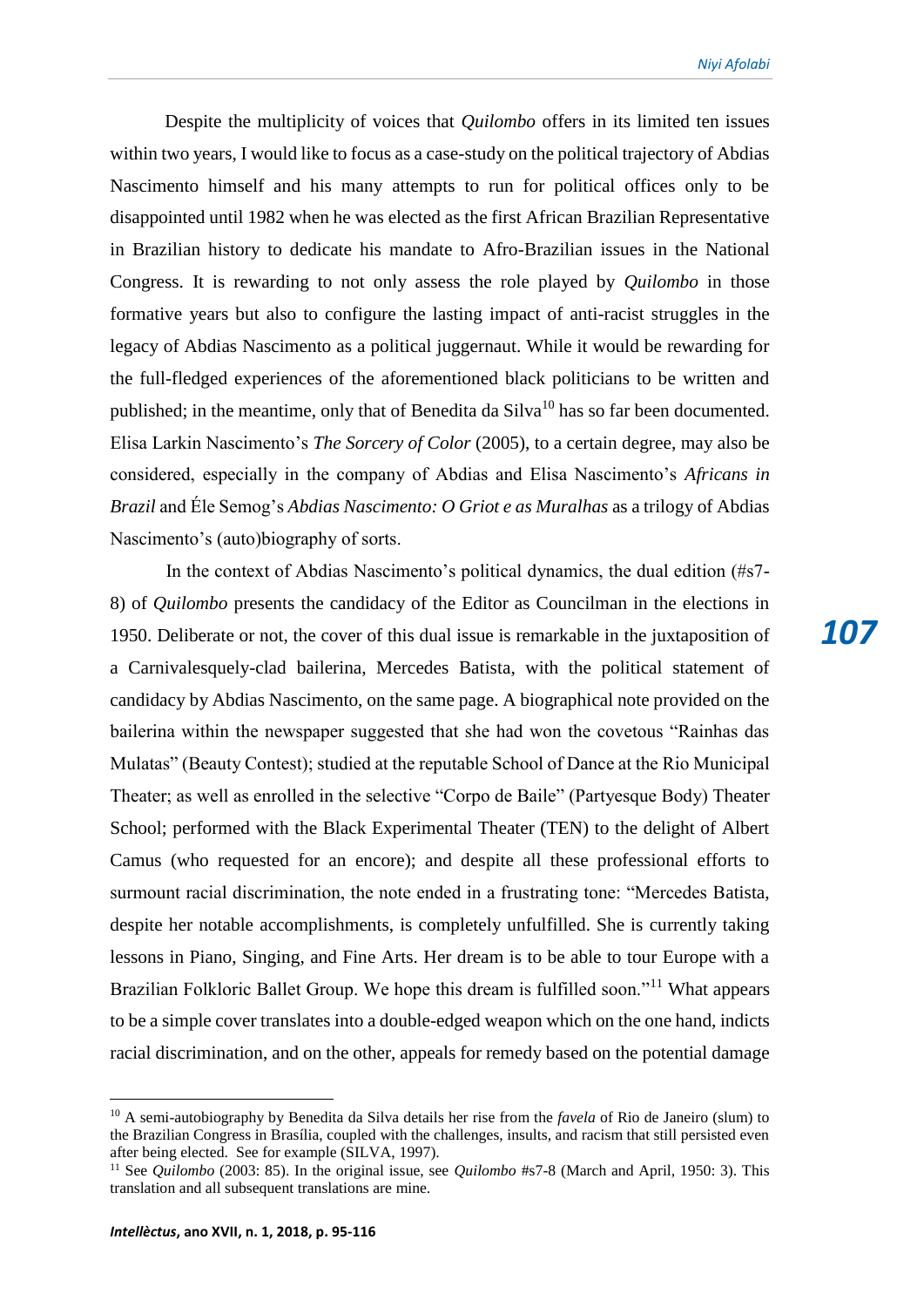Despite the multiplicity of voices that *Quilombo* offers in its limited ten issues within two years, I would like to focus as a case-study on the political trajectory of Abdias Nascimento himself and his many attempts to run for political offices only to be disappointed until 1982 when he was elected as the first African Brazilian Representative in Brazilian history to dedicate his mandate to Afro-Brazilian issues in the National Congress. It is rewarding to not only assess the role played by *Quilombo* in those formative years but also to configure the lasting impact of anti-racist struggles in the legacy of Abdias Nascimento as a political juggernaut. While it would be rewarding for the full-fledged experiences of the aforementioned black politicians to be written and published; in the meantime, only that of Benedita da Silva[10] has so far been documented. Elisa Larkin Nascimento's *The Sorcery of Color* (2005), to a certain degree, may also be considered, especially in the company of Abdias and Elisa Nascimento's *Africans in Brazil* and Éle Semog's *Abdias Nascimento: O Griot e as Muralhas* as a trilogy of Abdias Nascimento's (auto)biography of sorts.

In the context of Abdias Nascimento's political dynamics, the dual edition (#s7-8) of *Quilombo* presents the candidacy of the Editor as Councilman in the elections in 1950. Deliberate or not, the cover of this dual issue is remarkable in the juxtaposition of a Carnivalesquely-clad bailerina, Mercedes Batista, with the political statement of candidacy by Abdias Nascimento, on the same page. A biographical note provided on the bailerina within the newspaper suggested that she had won the covetous "Rainhas das Mulatas" (Beauty Contest); studied at the reputable School of Dance at the Rio Municipal Theater; as well as enrolled in the selective "Corpo de Baile" (Partyesque Body) Theater School; performed with the Black Experimental Theater (TEN) to the delight of Albert Camus (who requested for an encore); and despite all these professional efforts to surmount racial discrimination, the note ended in a frustrating tone: "Mercedes Batista, despite her notable accomplishments, is completely unfulfilled. She is currently taking lessons in Piano, Singing, and Fine Arts. Her dream is to be able to tour Europe with a Brazilian Folkloric Ballet Group. We hope this dream is fulfilled soon."[11] What appears to be a simple cover translates into a double-edged weapon which on the one hand, indicts racial discrimination, and on the other, appeals for remedy based on the potential damage

---

[10] A semi-autobiography by Benedita da Silva details her rise from the *favela* of Rio de Janeiro (slum) to the Brazilian Congress in Brasília, coupled with the challenges, insults, and racism that still persisted even after being elected. See for example (SILVA, 1997).

[11] See *Quilombo* (2003: 85). In the original issue, see *Quilombo* #s7-8 (March and April, 1950: 3). This translation and all subsequent translations are mine.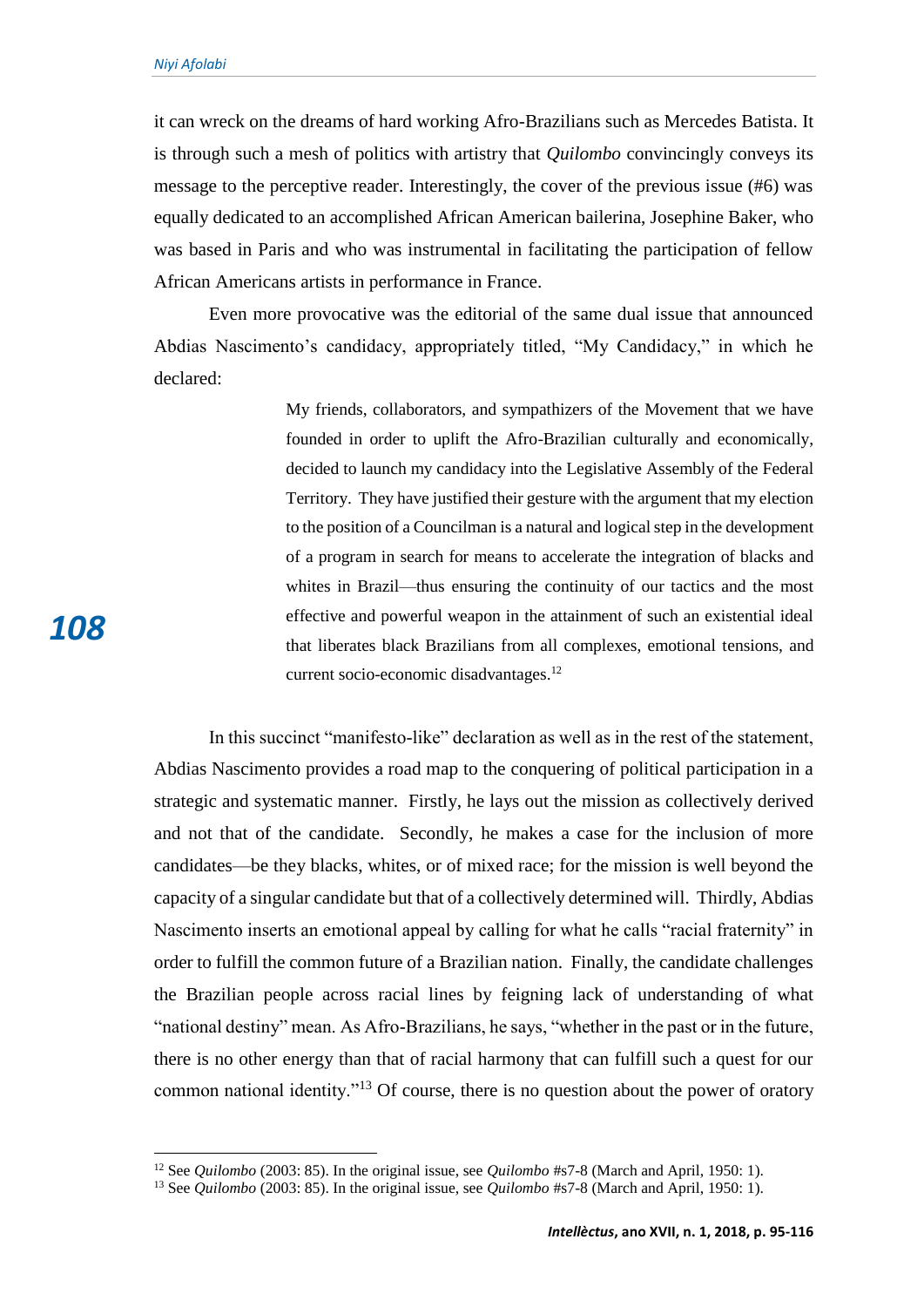it can wreck on the dreams of hard working Afro-Brazilians such as Mercedes Batista. It is through such a mesh of politics with artistry that *Quilombo* convincingly conveys its message to the perceptive reader. Interestingly, the cover of the previous issue (#6) was equally dedicated to an accomplished African American bailerina, Josephine Baker, who was based in Paris and who was instrumental in facilitating the participation of fellow African Americans artists in performance in France.

Even more provocative was the editorial of the same dual issue that announced Abdias Nascimento's candidacy, appropriately titled, "My Candidacy," in which he declared:

> My friends, collaborators, and sympathizers of the Movement that we have founded in order to uplift the Afro-Brazilian culturally and economically, decided to launch my candidacy into the Legislative Assembly of the Federal Territory. They have justified their gesture with the argument that my election to the position of a Councilman is a natural and logical step in the development of a program in search for means to accelerate the integration of blacks and whites in Brazil—thus ensuring the continuity of our tactics and the most effective and powerful weapon in the attainment of such an existential ideal that liberates black Brazilians from all complexes, emotional tensions, and current socio-economic disadvantages.[12]

In this succinct "manifesto-like" declaration as well as in the rest of the statement, Abdias Nascimento provides a road map to the conquering of political participation in a strategic and systematic manner. Firstly, he lays out the mission as collectively derived and not that of the candidate. Secondly, he makes a case for the inclusion of more candidates—be they blacks, whites, or of mixed race; for the mission is well beyond the capacity of a singular candidate but that of a collectively determined will. Thirdly, Abdias Nascimento inserts an emotional appeal by calling for what he calls "racial fraternity" in order to fulfill the common future of a Brazilian nation. Finally, the candidate challenges the Brazilian people across racial lines by feigning lack of understanding of what "national destiny" mean. As Afro-Brazilians, he says, "whether in the past or in the future, there is no other energy than that of racial harmony that can fulfill such a quest for our common national identity."[13] Of course, there is no question about the power of oratory

---

[12] See *Quilombo* (2003: 85). In the original issue, see *Quilombo* #s7-8 (March and April, 1950: 1).

[13] See *Quilombo* (2003: 85). In the original issue, see *Quilombo* #s7-8 (March and April, 1950: 1).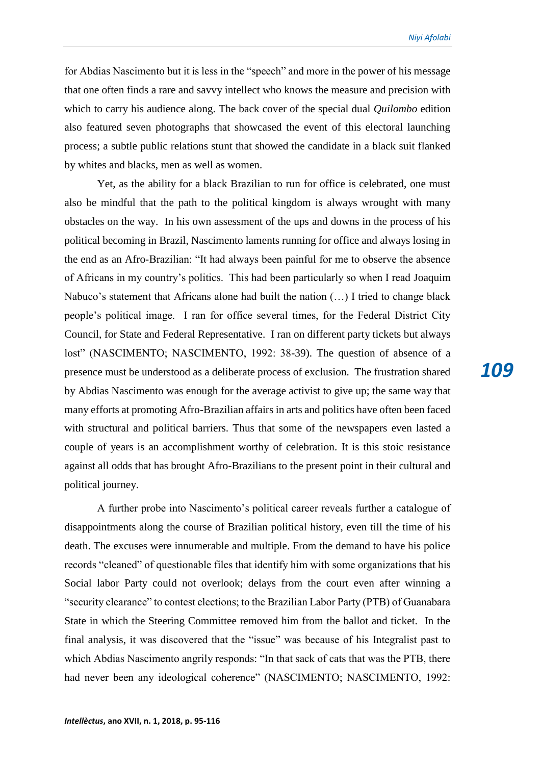for Abdias Nascimento but it is less in the "speech" and more in the power of his message that one often finds a rare and savvy intellect who knows the measure and precision with which to carry his audience along. The back cover of the special dual *Quilombo* edition also featured seven photographs that showcased the event of this electoral launching process; a subtle public relations stunt that showed the candidate in a black suit flanked by whites and blacks, men as well as women.

Yet, as the ability for a black Brazilian to run for office is celebrated, one must also be mindful that the path to the political kingdom is always wrought with many obstacles on the way. In his own assessment of the ups and downs in the process of his political becoming in Brazil, Nascimento laments running for office and always losing in the end as an Afro-Brazilian: "It had always been painful for me to observe the absence of Africans in my country's politics. This had been particularly so when I read Joaquim Nabuco's statement that Africans alone had built the nation (…) I tried to change black people's political image. I ran for office several times, for the Federal District City Council, for State and Federal Representative. I ran on different party tickets but always lost" (NASCIMENTO; NASCIMENTO, 1992: 38-39). The question of absence of a presence must be understood as a deliberate process of exclusion. The frustration shared by Abdias Nascimento was enough for the average activist to give up; the same way that many efforts at promoting Afro-Brazilian affairs in arts and politics have often been faced with structural and political barriers. Thus that some of the newspapers even lasted a couple of years is an accomplishment worthy of celebration. It is this stoic resistance against all odds that has brought Afro-Brazilians to the present point in their cultural and political journey.

A further probe into Nascimento's political career reveals further a catalogue of disappointments along the course of Brazilian political history, even till the time of his death. The excuses were innumerable and multiple. From the demand to have his police records "cleaned" of questionable files that identify him with some organizations that his Social labor Party could not overlook; delays from the court even after winning a "security clearance" to contest elections; to the Brazilian Labor Party (PTB) of Guanabara State in which the Steering Committee removed him from the ballot and ticket. In the final analysis, it was discovered that the "issue" was because of his Integralist past to which Abdias Nascimento angrily responds: "In that sack of cats that was the PTB, there had never been any ideological coherence" (NASCIMENTO; NASCIMENTO, 1992: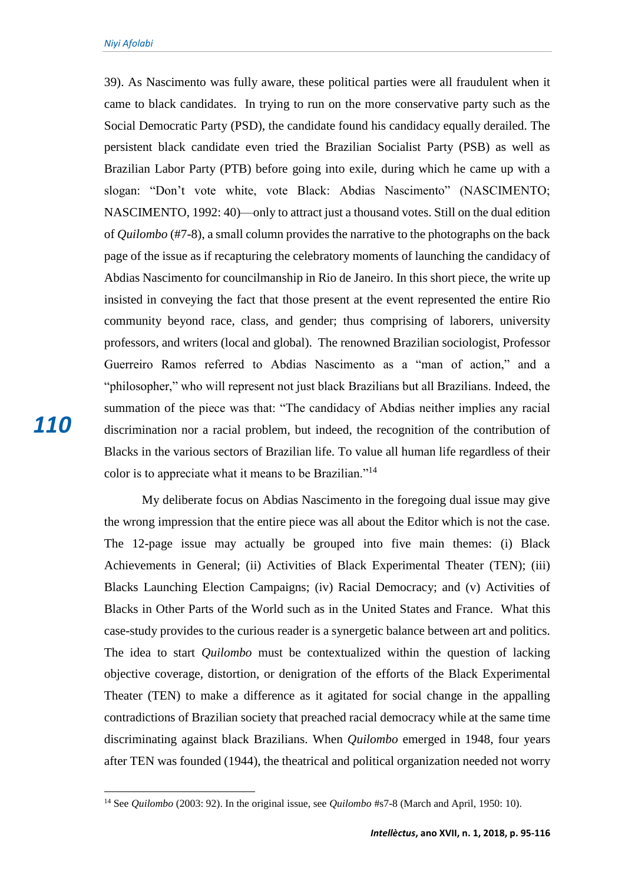39). As Nascimento was fully aware, these political parties were all fraudulent when it came to black candidates. In trying to run on the more conservative party such as the Social Democratic Party (PSD), the candidate found his candidacy equally derailed. The persistent black candidate even tried the Brazilian Socialist Party (PSB) as well as Brazilian Labor Party (PTB) before going into exile, during which he came up with a slogan: "Don't vote white, vote Black: Abdias Nascimento" (NASCIMENTO; NASCIMENTO, 1992: 40)—only to attract just a thousand votes. Still on the dual edition of *Quilombo* (#7-8), a small column provides the narrative to the photographs on the back page of the issue as if recapturing the celebratory moments of launching the candidacy of Abdias Nascimento for councilmanship in Rio de Janeiro. In this short piece, the write up insisted in conveying the fact that those present at the event represented the entire Rio community beyond race, class, and gender; thus comprising of laborers, university professors, and writers (local and global). The renowned Brazilian sociologist, Professor Guerreiro Ramos referred to Abdias Nascimento as a "man of action," and a "philosopher," who will represent not just black Brazilians but all Brazilians. Indeed, the summation of the piece was that: "The candidacy of Abdias neither implies any racial discrimination nor a racial problem, but indeed, the recognition of the contribution of Blacks in the various sectors of Brazilian life. To value all human life regardless of their color is to appreciate what it means to be Brazilian."[14]

My deliberate focus on Abdias Nascimento in the foregoing dual issue may give the wrong impression that the entire piece was all about the Editor which is not the case. The 12-page issue may actually be grouped into five main themes: (i) Black Achievements in General; (ii) Activities of Black Experimental Theater (TEN); (iii) Blacks Launching Election Campaigns; (iv) Racial Democracy; and (v) Activities of Blacks in Other Parts of the World such as in the United States and France. What this case-study provides to the curious reader is a synergetic balance between art and politics. The idea to start *Quilombo* must be contextualized within the question of lacking objective coverage, distortion, or denigration of the efforts of the Black Experimental Theater (TEN) to make a difference as it agitated for social change in the appalling contradictions of Brazilian society that preached racial democracy while at the same time discriminating against black Brazilians. When *Quilombo* emerged in 1948, four years after TEN was founded (1944), the theatrical and political organization needed not worry

---

[14] See *Quilombo* (2003: 92). In the original issue, see *Quilombo* #s7-8 (March and April, 1950: 10).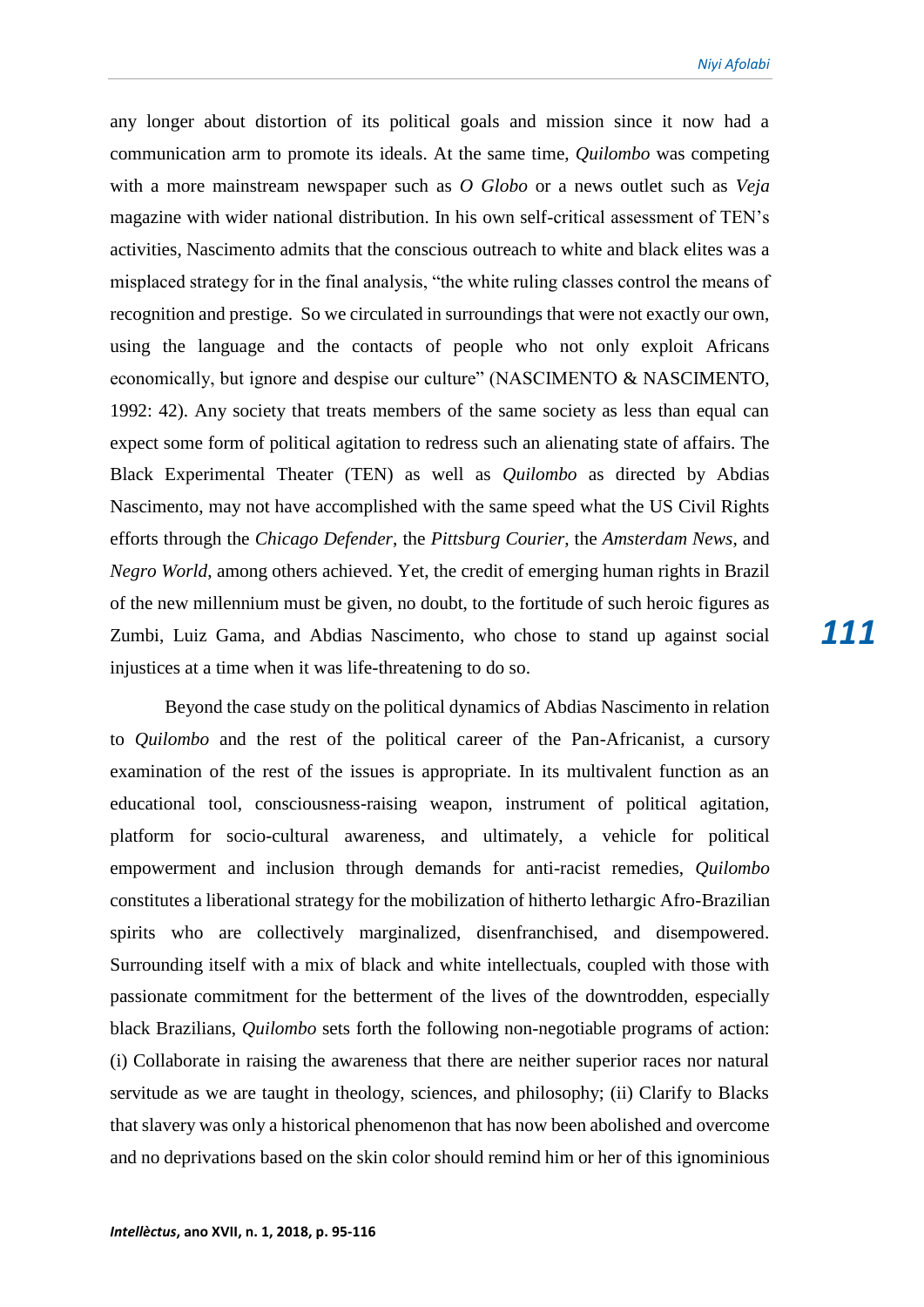any longer about distortion of its political goals and mission since it now had a communication arm to promote its ideals. At the same time, *Quilombo* was competing with a more mainstream newspaper such as *O Globo* or a news outlet such as *Veja* magazine with wider national distribution. In his own self-critical assessment of TEN's activities, Nascimento admits that the conscious outreach to white and black elites was a misplaced strategy for in the final analysis, "the white ruling classes control the means of recognition and prestige. So we circulated in surroundings that were not exactly our own, using the language and the contacts of people who not only exploit Africans economically, but ignore and despise our culture" (NASCIMENTO & NASCIMENTO, 1992: 42). Any society that treats members of the same society as less than equal can expect some form of political agitation to redress such an alienating state of affairs. The Black Experimental Theater (TEN) as well as *Quilombo* as directed by Abdias Nascimento, may not have accomplished with the same speed what the US Civil Rights efforts through the *Chicago Defender*, the *Pittsburg Courier*, the *Amsterdam News*, and *Negro World*, among others achieved. Yet, the credit of emerging human rights in Brazil of the new millennium must be given, no doubt, to the fortitude of such heroic figures as Zumbi, Luiz Gama, and Abdias Nascimento, who chose to stand up against social injustices at a time when it was life-threatening to do so.

Beyond the case study on the political dynamics of Abdias Nascimento in relation to *Quilombo* and the rest of the political career of the Pan-Africanist, a cursory examination of the rest of the issues is appropriate. In its multivalent function as an educational tool, consciousness-raising weapon, instrument of political agitation, platform for socio-cultural awareness, and ultimately, a vehicle for political empowerment and inclusion through demands for anti-racist remedies, *Quilombo* constitutes a liberational strategy for the mobilization of hitherto lethargic Afro-Brazilian spirits who are collectively marginalized, disenfranchised, and disempowered. Surrounding itself with a mix of black and white intellectuals, coupled with those with passionate commitment for the betterment of the lives of the downtrodden, especially black Brazilians, *Quilombo* sets forth the following non-negotiable programs of action: (i) Collaborate in raising the awareness that there are neither superior races nor natural servitude as we are taught in theology, sciences, and philosophy; (ii) Clarify to Blacks that slavery was only a historical phenomenon that has now been abolished and overcome and no deprivations based on the skin color should remind him or her of this ignominious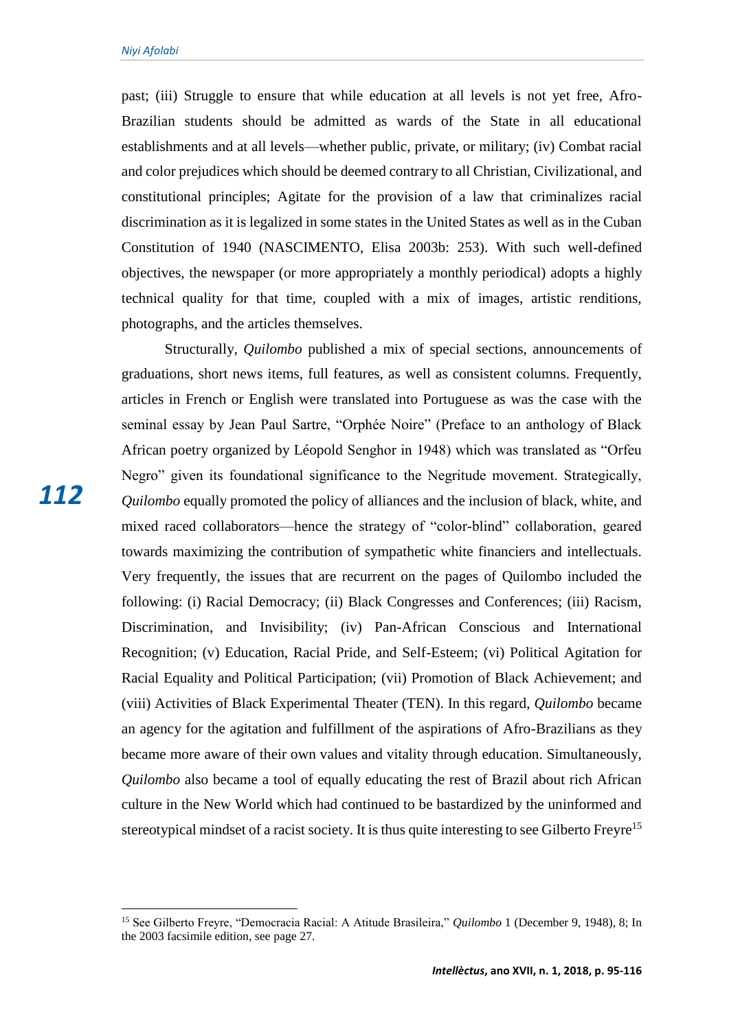past; (iii) Struggle to ensure that while education at all levels is not yet free, Afro-Brazilian students should be admitted as wards of the State in all educational establishments and at all levels—whether public, private, or military; (iv) Combat racial and color prejudices which should be deemed contrary to all Christian, Civilizational, and constitutional principles; Agitate for the provision of a law that criminalizes racial discrimination as it is legalized in some states in the United States as well as in the Cuban Constitution of 1940 (NASCIMENTO, Elisa 2003b: 253). With such well-defined objectives, the newspaper (or more appropriately a monthly periodical) adopts a highly technical quality for that time, coupled with a mix of images, artistic renditions, photographs, and the articles themselves.

Structurally, *Quilombo* published a mix of special sections, announcements of graduations, short news items, full features, as well as consistent columns. Frequently, articles in French or English were translated into Portuguese as was the case with the seminal essay by Jean Paul Sartre, "Orphée Noire" (Preface to an anthology of Black African poetry organized by Léopold Senghor in 1948) which was translated as "Orfeu Negro" given its foundational significance to the Negritude movement. Strategically, *Quilombo* equally promoted the policy of alliances and the inclusion of black, white, and mixed raced collaborators—hence the strategy of "color-blind" collaboration, geared towards maximizing the contribution of sympathetic white financiers and intellectuals. Very frequently, the issues that are recurrent on the pages of Quilombo included the following: (i) Racial Democracy; (ii) Black Congresses and Conferences; (iii) Racism, Discrimination, and Invisibility; (iv) Pan-African Conscious and International Recognition; (v) Education, Racial Pride, and Self-Esteem; (vi) Political Agitation for Racial Equality and Political Participation; (vii) Promotion of Black Achievement; and (viii) Activities of Black Experimental Theater (TEN). In this regard, *Quilombo* became an agency for the agitation and fulfillment of the aspirations of Afro-Brazilians as they became more aware of their own values and vitality through education. Simultaneously, *Quilombo* also became a tool of equally educating the rest of Brazil about rich African culture in the New World which had continued to be bastardized by the uninformed and stereotypical mindset of a racist society. It is thus quite interesting to see Gilberto Freyre[15]

---

[15] See Gilberto Freyre, "Democracia Racial: A Atitude Brasileira," *Quilombo* 1 (December 9, 1948), 8; In the 2003 facsimile edition, see page 27.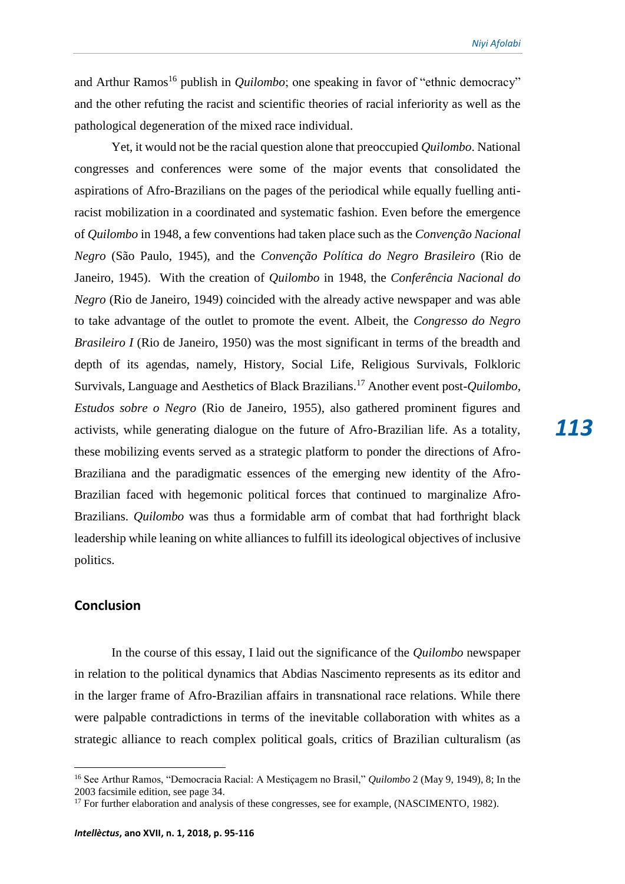and Arthur Ramos[16] publish in *Quilombo*; one speaking in favor of "ethnic democracy" and the other refuting the racist and scientific theories of racial inferiority as well as the pathological degeneration of the mixed race individual.

Yet, it would not be the racial question alone that preoccupied *Quilombo*. National congresses and conferences were some of the major events that consolidated the aspirations of Afro-Brazilians on the pages of the periodical while equally fuelling anti-racist mobilization in a coordinated and systematic fashion. Even before the emergence of *Quilombo* in 1948, a few conventions had taken place such as the *Convenção Nacional Negro* (São Paulo, 1945), and the *Convenção Política do Negro Brasileiro* (Rio de Janeiro, 1945). With the creation of *Quilombo* in 1948, the *Conferência Nacional do Negro* (Rio de Janeiro, 1949) coincided with the already active newspaper and was able to take advantage of the outlet to promote the event. Albeit, the *Congresso do Negro Brasileiro I* (Rio de Janeiro, 1950) was the most significant in terms of the breadth and depth of its agendas, namely, History, Social Life, Religious Survivals, Folkloric Survivals, Language and Aesthetics of Black Brazilians.[17] Another event post-*Quilombo*, *Estudos sobre o Negro* (Rio de Janeiro, 1955), also gathered prominent figures and activists, while generating dialogue on the future of Afro-Brazilian life. As a totality, these mobilizing events served as a strategic platform to ponder the directions of Afro-Braziliana and the paradigmatic essences of the emerging new identity of the Afro-Brazilian faced with hegemonic political forces that continued to marginalize Afro-Brazilians. *Quilombo* was thus a formidable arm of combat that had forthright black leadership while leaning on white alliances to fulfill its ideological objectives of inclusive politics.

## Conclusion

In the course of this essay, I laid out the significance of the *Quilombo* newspaper in relation to the political dynamics that Abdias Nascimento represents as its editor and in the larger frame of Afro-Brazilian affairs in transnational race relations. While there were palpable contradictions in terms of the inevitable collaboration with whites as a strategic alliance to reach complex political goals, critics of Brazilian culturalism (as

---

[16] See Arthur Ramos, "Democracia Racial: A Mestiçagem no Brasil," *Quilombo* 2 (May 9, 1949), 8; In the 2003 facsimile edition, see page 34.

[17] For further elaboration and analysis of these congresses, see for example, (NASCIMENTO, 1982).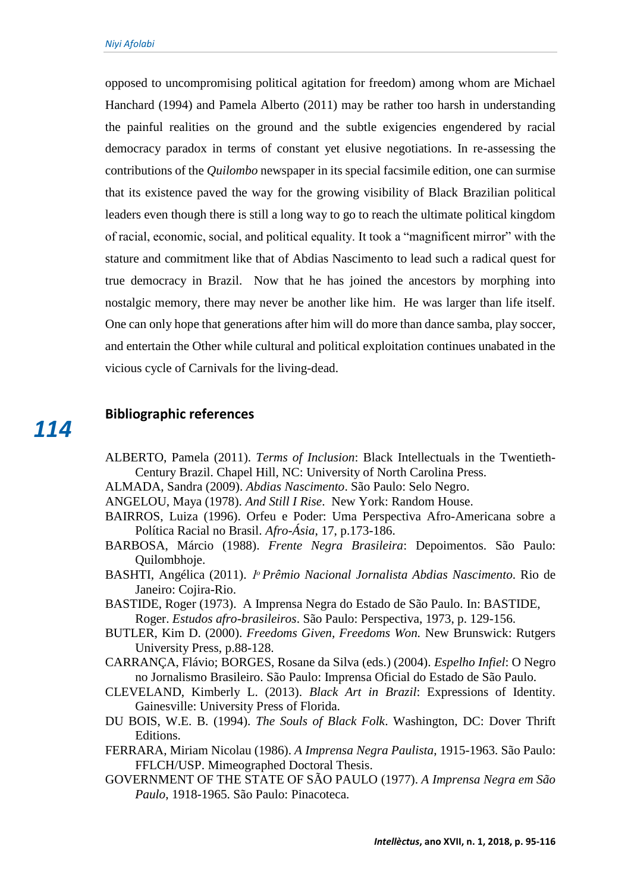opposed to uncompromising political agitation for freedom) among whom are Michael Hanchard (1994) and Pamela Alberto (2011) may be rather too harsh in understanding the painful realities on the ground and the subtle exigencies engendered by racial democracy paradox in terms of constant yet elusive negotiations. In re-assessing the contributions of the *Quilombo* newspaper in its special facsimile edition, one can surmise that its existence paved the way for the growing visibility of Black Brazilian political leaders even though there is still a long way to go to reach the ultimate political kingdom of racial, economic, social, and political equality. It took a "magnificent mirror" with the stature and commitment like that of Abdias Nascimento to lead such a radical quest for true democracy in Brazil. Now that he has joined the ancestors by morphing into nostalgic memory, there may never be another like him. He was larger than life itself. One can only hope that generations after him will do more than dance samba, play soccer, and entertain the Other while cultural and political exploitation continues unabated in the vicious cycle of Carnivals for the living-dead.

## Bibliographic references

ALBERTO, Pamela (2011). *Terms of Inclusion*: Black Intellectuals in the Twentieth-Century Brazil. Chapel Hill, NC: University of North Carolina Press.

ALMADA, Sandra (2009). *Abdias Nascimento*. São Paulo: Selo Negro.

ANGELOU, Maya (1978). *And Still I Rise*. New York: Random House.

BAIRROS, Luiza (1996). Orfeu e Poder: Uma Perspectiva Afro-Americana sobre a Política Racial no Brasil. *Afro-Ásia*, 17, p.173-186.

BARBOSA, Márcio (1988). *Frente Negra Brasileira*: Depoimentos. São Paulo: Quilombhoje.

BASHTI, Angélica (2011). *1º Prêmio Nacional Jornalista Abdias Nascimento*. Rio de Janeiro: Cojira-Rio.

BASTIDE, Roger (1973). A Imprensa Negra do Estado de São Paulo. In: BASTIDE, Roger. *Estudos afro-brasileiros*. São Paulo: Perspectiva, 1973, p. 129-156.

BUTLER, Kim D. (2000). *Freedoms Given, Freedoms Won.* New Brunswick: Rutgers University Press, p.88-128.

CARRANÇA, Flávio; BORGES, Rosane da Silva (eds.) (2004). *Espelho Infiel*: O Negro no Jornalismo Brasileiro. São Paulo: Imprensa Oficial do Estado de São Paulo.

CLEVELAND, Kimberly L. (2013). *Black Art in Brazil*: Expressions of Identity. Gainesville: University Press of Florida.

DU BOIS, W.E. B. (1994). *The Souls of Black Folk*. Washington, DC: Dover Thrift Editions.

FERRARA, Miriam Nicolau (1986). *A Imprensa Negra Paulista*, 1915-1963. São Paulo: FFLCH/USP. Mimeographed Doctoral Thesis.

GOVERNMENT OF THE STATE OF SÃO PAULO (1977). *A Imprensa Negra em São Paulo*, 1918-1965. São Paulo: Pinacoteca.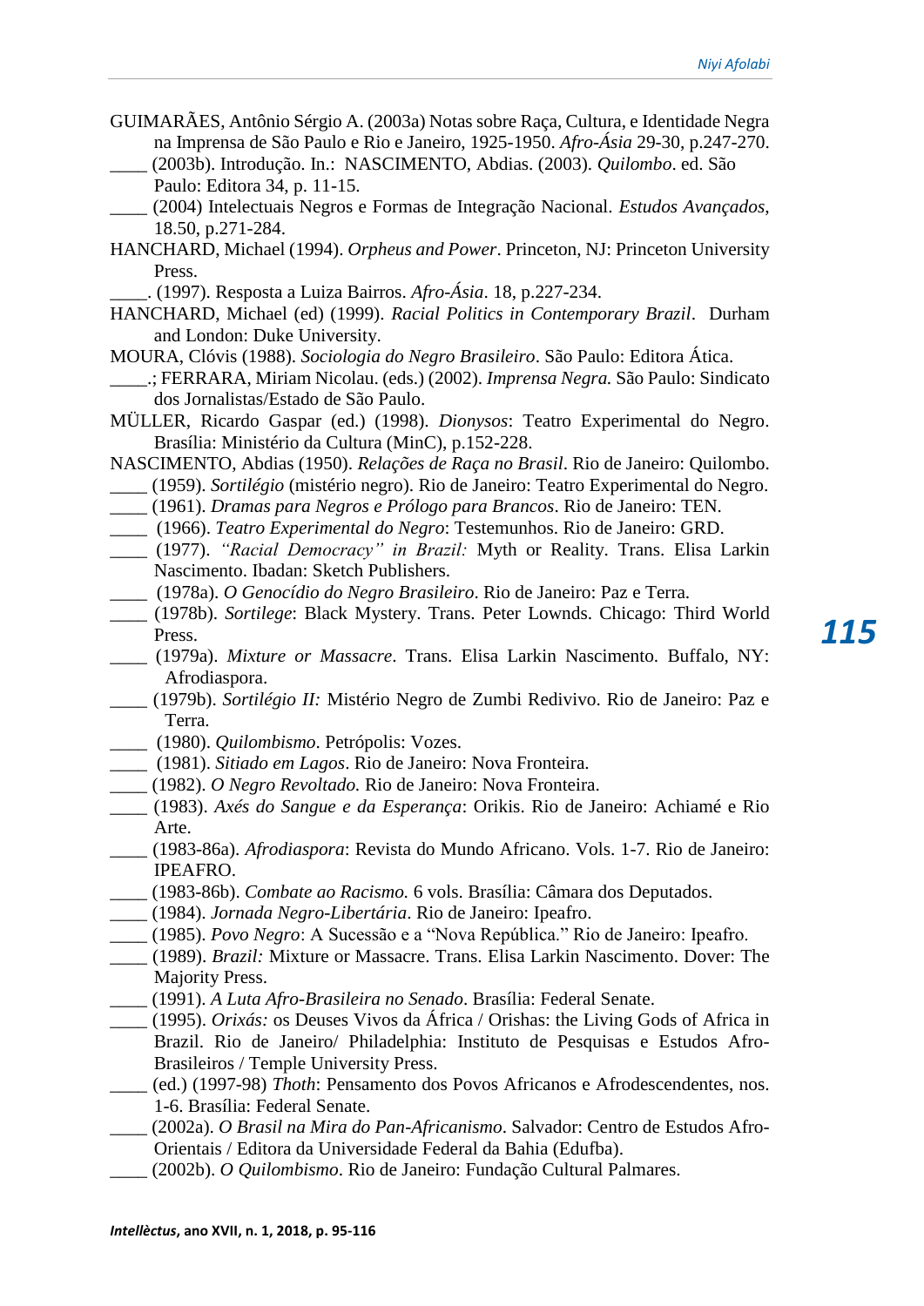GUIMARÃES, Antônio Sérgio A. (2003a) Notas sobre Raça, Cultura, e Identidade Negra na Imprensa de São Paulo e Rio e Janeiro, 1925-1950. *Afro-Ásia* 29-30, p.247-270.

____ (2003b). Introdução. In.: NASCIMENTO, Abdias. (2003). *Quilombo*. ed. São Paulo: Editora 34, p. 11-15.

____ (2004) Intelectuais Negros e Formas de Integração Nacional. *Estudos Avançados*, 18.50, p.271-284.

HANCHARD, Michael (1994). *Orpheus and Power*. Princeton, NJ: Princeton University Press.

____. (1997). Resposta a Luiza Bairros. *Afro-Ásia*. 18, p.227-234.

HANCHARD, Michael (ed) (1999). *Racial Politics in Contemporary Brazil*. Durham and London: Duke University.

MOURA, Clóvis (1988). *Sociologia do Negro Brasileiro*. São Paulo: Editora Ática.

____.; FERRARA, Miriam Nicolau. (eds.) (2002). *Imprensa Negra.* São Paulo: Sindicato dos Jornalistas/Estado de São Paulo.

MÜLLER, Ricardo Gaspar (ed.) (1998). *Dionysos*: Teatro Experimental do Negro. Brasília: Ministério da Cultura (MinC), p.152-228.

NASCIMENTO, Abdias (1950). *Relações de Raça no Brasil*. Rio de Janeiro: Quilombo.

____ (1959). *Sortilégio* (mistério negro). Rio de Janeiro: Teatro Experimental do Negro.

____ (1961). *Dramas para Negros e Prólogo para Brancos*. Rio de Janeiro: TEN.

____ (1966). *Teatro Experimental do Negro*: Testemunhos. Rio de Janeiro: GRD.

____ (1977). *"Racial Democracy" in Brazil:* Myth or Reality. Trans. Elisa Larkin Nascimento. Ibadan: Sketch Publishers.

____ (1978a). *O Genocídio do Negro Brasileiro*. Rio de Janeiro: Paz e Terra.

____ (1978b). *Sortilege*: Black Mystery. Trans. Peter Lownds. Chicago: Third World Press.

____ (1979a). *Mixture or Massacre*. Trans. Elisa Larkin Nascimento. Buffalo, NY: Afrodiaspora.

____ (1979b). *Sortilégio II:* Mistério Negro de Zumbi Redivivo. Rio de Janeiro: Paz e Terra.

____ (1980). *Quilombismo*. Petrópolis: Vozes.

____ (1981). *Sitiado em Lagos*. Rio de Janeiro: Nova Fronteira.

____ (1982). *O Negro Revoltado.* Rio de Janeiro: Nova Fronteira.

____ (1983). *Axés do Sangue e da Esperança*: Orikis. Rio de Janeiro: Achiamé e Rio Arte.

____ (1983-86a). *Afrodiaspora*: Revista do Mundo Africano. Vols. 1-7. Rio de Janeiro: IPEAFRO.

____ (1983-86b). *Combate ao Racismo.* 6 vols. Brasília: Câmara dos Deputados.

____ (1984). *Jornada Negro-Libertária*. Rio de Janeiro: Ipeafro.

____ (1985). *Povo Negro*: A Sucessão e a "Nova República." Rio de Janeiro: Ipeafro.

____ (1989). *Brazil:* Mixture or Massacre. Trans. Elisa Larkin Nascimento. Dover: The Majority Press.

____ (1991). *A Luta Afro-Brasileira no Senado*. Brasília: Federal Senate.

____ (1995). *Orixás:* os Deuses Vivos da África / Orishas: the Living Gods of Africa in Brazil. Rio de Janeiro/ Philadelphia: Instituto de Pesquisas e Estudos Afro-Brasileiros / Temple University Press.

____ (ed.) (1997-98) *Thoth*: Pensamento dos Povos Africanos e Afrodescendentes, nos. 1-6. Brasília: Federal Senate.

____ (2002a). *O Brasil na Mira do Pan-Africanismo*. Salvador: Centro de Estudos Afro-Orientais / Editora da Universidade Federal da Bahia (Edufba).

____ (2002b). *O Quilombismo*. Rio de Janeiro: Fundação Cultural Palmares.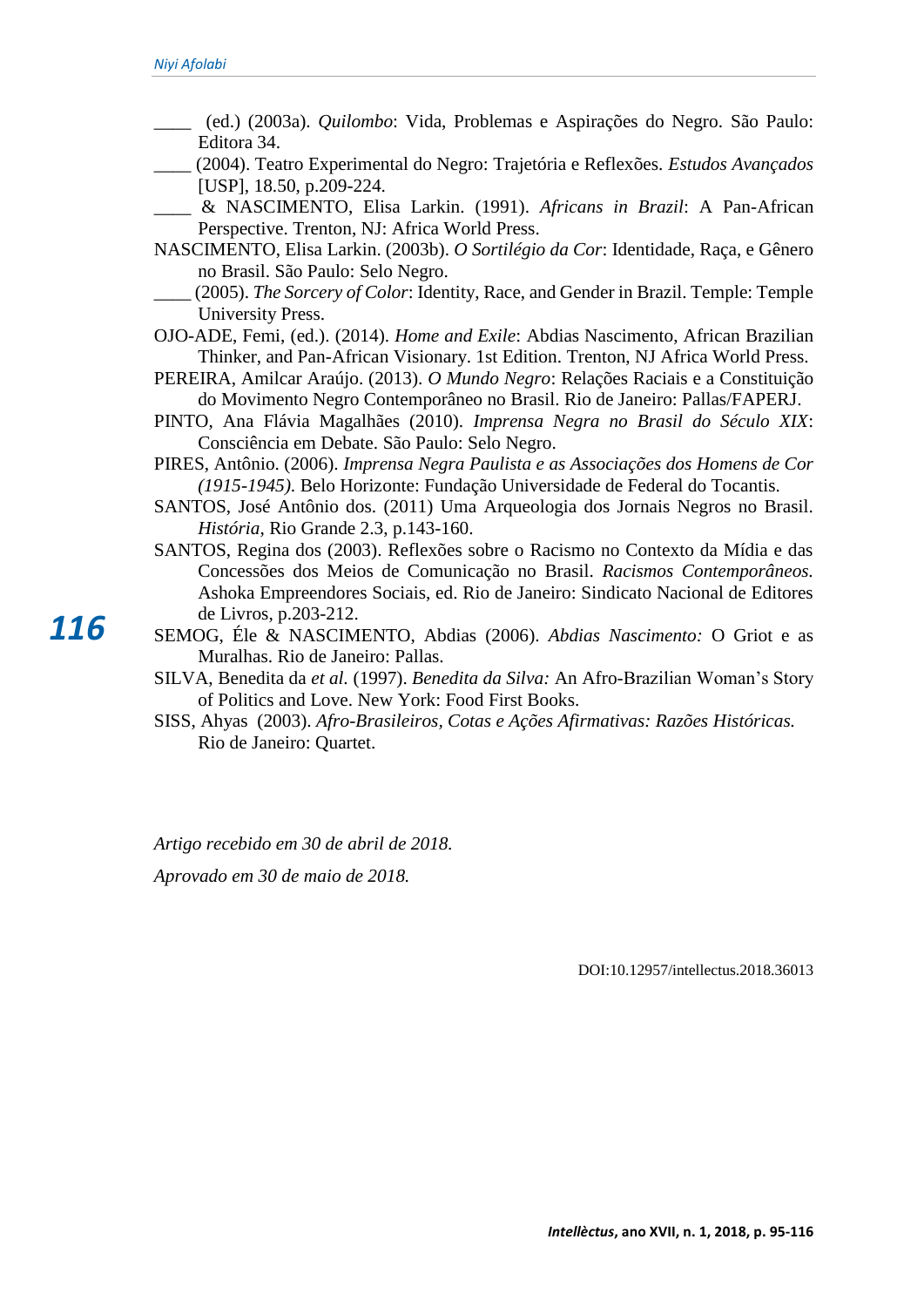____ (ed.) (2003a). *Quilombo*: Vida, Problemas e Aspirações do Negro. São Paulo: Editora 34.

____ (2004). Teatro Experimental do Negro: Trajetória e Reflexões. *Estudos Avançados* [USP], 18.50, p.209-224.

____ & NASCIMENTO, Elisa Larkin. (1991). *Africans in Brazil*: A Pan-African Perspective. Trenton, NJ: Africa World Press.

NASCIMENTO, Elisa Larkin. (2003b). *O Sortilégio da Cor*: Identidade, Raça, e Gênero no Brasil. São Paulo: Selo Negro.

____ (2005). *The Sorcery of Color*: Identity, Race, and Gender in Brazil. Temple: Temple University Press.

OJO-ADE, Femi, (ed.). (2014). *Home and Exile*: Abdias Nascimento, African Brazilian Thinker, and Pan-African Visionary. 1st Edition. Trenton, NJ Africa World Press.

PEREIRA, Amilcar Araújo. (2013). *O Mundo Negro*: Relações Raciais e a Constituição do Movimento Negro Contemporâneo no Brasil. Rio de Janeiro: Pallas/FAPERJ.

PINTO, Ana Flávia Magalhães (2010). *Imprensa Negra no Brasil do Século XIX*: Consciência em Debate. São Paulo: Selo Negro.

PIRES, Antônio. (2006). *Imprensa Negra Paulista e as Associações dos Homens de Cor (1915-1945)*. Belo Horizonte: Fundação Universidade de Federal do Tocantis.

SANTOS, José Antônio dos. (2011) Uma Arqueologia dos Jornais Negros no Brasil. *História*, Rio Grande 2.3, p.143-160.

SANTOS, Regina dos (2003). Reflexões sobre o Racismo no Contexto da Mídia e das Concessões dos Meios de Comunicação no Brasil. *Racismos Contemporâneos*. Ashoka Empreendores Sociais, ed. Rio de Janeiro: Sindicato Nacional de Editores de Livros, p.203-212.

SEMOG, Éle & NASCIMENTO, Abdias (2006). *Abdias Nascimento:* O Griot e as Muralhas. Rio de Janeiro: Pallas.

SILVA, Benedita da *et al.* (1997). *Benedita da Silva:* An Afro-Brazilian Woman's Story of Politics and Love. New York: Food First Books.

SISS, Ahyas (2003). *Afro-Brasileiros, Cotas e Ações Afirmativas: Razões Históricas.* Rio de Janeiro: Quartet.

*Artigo recebido em 30 de abril de 2018.*

*Aprovado em 30 de maio de 2018.*

DOI:10.12957/intellectus.2018.36013